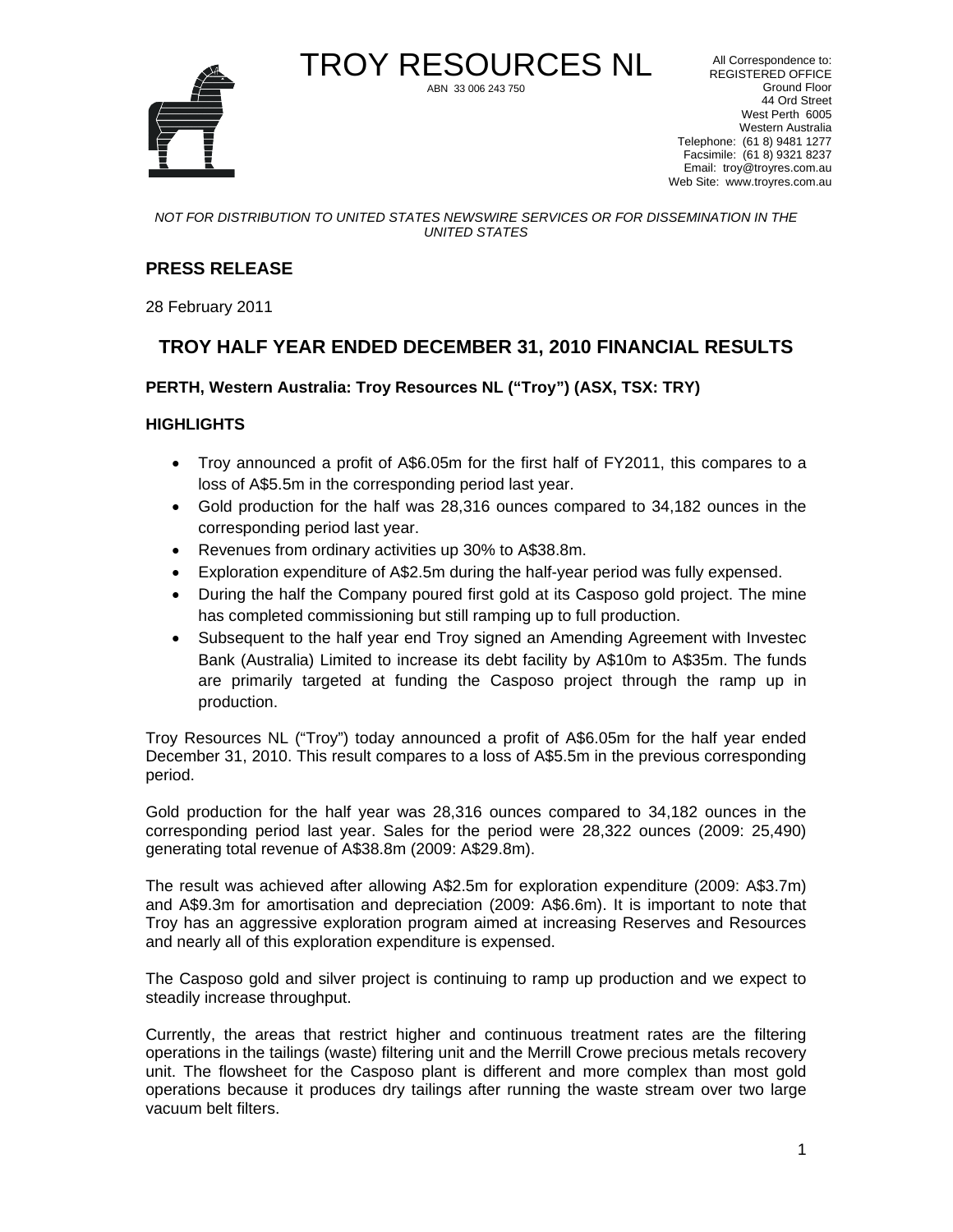# TROY RESOURCES NL

ABN 33 006 243 750

All Correspondence to:
REGISTERED OFFICE
Ground Floor
44 Ord Street
West Perth 6005
Western Australia
Telephone: (61 8) 9481 1277
Facsimile: (61 8) 9321 8237
Email: troy@troyres.com.au
Web Site: www.troyres.com.au

*NOT FOR DISTRIBUTION TO UNITED STATES NEWSWIRE SERVICES OR FOR DISSEMINATION IN THE UNITED STATES*

## PRESS RELEASE

28 February 2011

## TROY HALF YEAR ENDED DECEMBER 31, 2010 FINANCIAL RESULTS

**PERTH, Western Australia: Troy Resources NL ("Troy") (ASX, TSX: TRY)**

### HIGHLIGHTS

- Troy announced a profit of A$6.05m for the first half of FY2011, this compares to a loss of A$5.5m in the corresponding period last year.
- Gold production for the half was 28,316 ounces compared to 34,182 ounces in the corresponding period last year.
- Revenues from ordinary activities up 30% to A$38.8m.
- Exploration expenditure of A$2.5m during the half-year period was fully expensed.
- During the half the Company poured first gold at its Casposo gold project. The mine has completed commissioning but still ramping up to full production.
- Subsequent to the half year end Troy signed an Amending Agreement with Investec Bank (Australia) Limited to increase its debt facility by A$10m to A$35m. The funds are primarily targeted at funding the Casposo project through the ramp up in production.

Troy Resources NL ("Troy") today announced a profit of A$6.05m for the half year ended December 31, 2010. This result compares to a loss of A$5.5m in the previous corresponding period.

Gold production for the half year was 28,316 ounces compared to 34,182 ounces in the corresponding period last year. Sales for the period were 28,322 ounces (2009: 25,490) generating total revenue of A$38.8m (2009: A$29.8m).

The result was achieved after allowing A$2.5m for exploration expenditure (2009: A$3.7m) and A$9.3m for amortisation and depreciation (2009: A$6.6m). It is important to note that Troy has an aggressive exploration program aimed at increasing Reserves and Resources and nearly all of this exploration expenditure is expensed.

The Casposo gold and silver project is continuing to ramp up production and we expect to steadily increase throughput.

Currently, the areas that restrict higher and continuous treatment rates are the filtering operations in the tailings (waste) filtering unit and the Merrill Crowe precious metals recovery unit. The flowsheet for the Casposo plant is different and more complex than most gold operations because it produces dry tailings after running the waste stream over two large vacuum belt filters.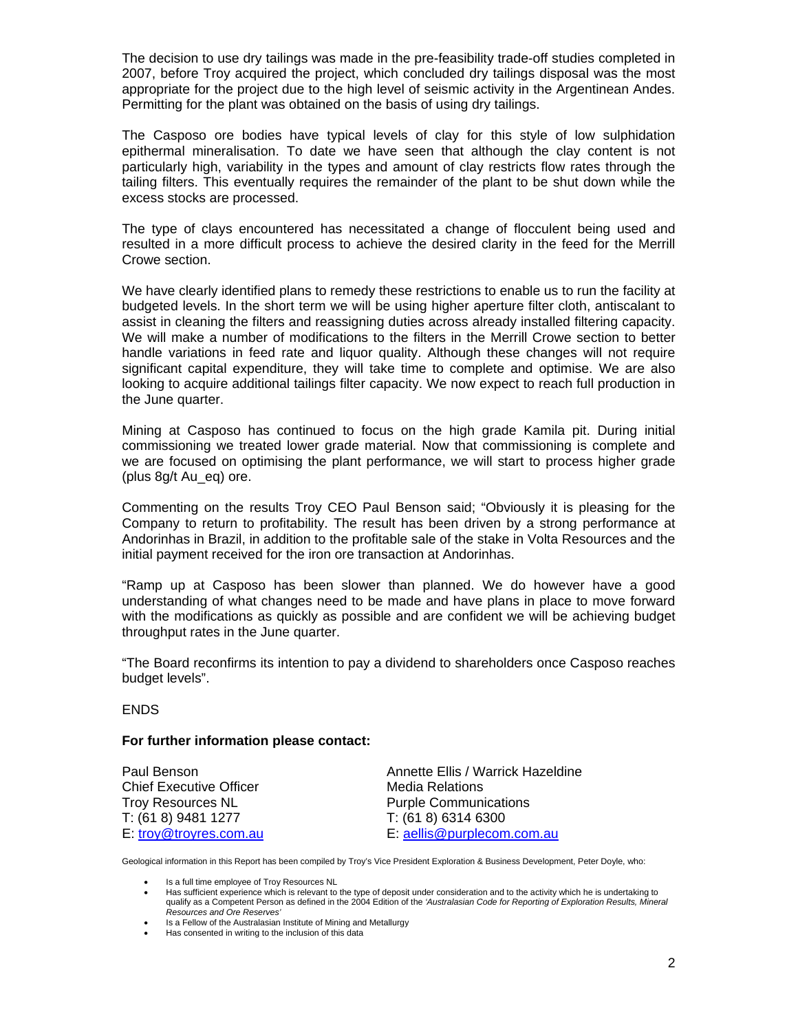The decision to use dry tailings was made in the pre-feasibility trade-off studies completed in 2007, before Troy acquired the project, which concluded dry tailings disposal was the most appropriate for the project due to the high level of seismic activity in the Argentinean Andes. Permitting for the plant was obtained on the basis of using dry tailings.

The Casposo ore bodies have typical levels of clay for this style of low sulphidation epithermal mineralisation. To date we have seen that although the clay content is not particularly high, variability in the types and amount of clay restricts flow rates through the tailing filters. This eventually requires the remainder of the plant to be shut down while the excess stocks are processed.

The type of clays encountered has necessitated a change of flocculent being used and resulted in a more difficult process to achieve the desired clarity in the feed for the Merrill Crowe section.

We have clearly identified plans to remedy these restrictions to enable us to run the facility at budgeted levels. In the short term we will be using higher aperture filter cloth, antiscalant to assist in cleaning the filters and reassigning duties across already installed filtering capacity. We will make a number of modifications to the filters in the Merrill Crowe section to better handle variations in feed rate and liquor quality. Although these changes will not require significant capital expenditure, they will take time to complete and optimise. We are also looking to acquire additional tailings filter capacity. We now expect to reach full production in the June quarter.

Mining at Casposo has continued to focus on the high grade Kamila pit. During initial commissioning we treated lower grade material. Now that commissioning is complete and we are focused on optimising the plant performance, we will start to process higher grade (plus 8g/t Au_eq) ore.

Commenting on the results Troy CEO Paul Benson said; "Obviously it is pleasing for the Company to return to profitability. The result has been driven by a strong performance at Andorinhas in Brazil, in addition to the profitable sale of the stake in Volta Resources and the initial payment received for the iron ore transaction at Andorinhas.

"Ramp up at Casposo has been slower than planned. We do however have a good understanding of what changes need to be made and have plans in place to move forward with the modifications as quickly as possible and are confident we will be achieving budget throughput rates in the June quarter.

"The Board reconfirms its intention to pay a dividend to shareholders once Casposo reaches budget levels".

ENDS

**For further information please contact:**

Paul Benson
Chief Executive Officer
Troy Resources NL
T: (61 8) 9481 1277
E: troy@troyres.com.au

Annette Ellis / Warrick Hazeldine
Media Relations
Purple Communications
T: (61 8) 6314 6300
E: aellis@purplecom.com.au

Geological information in this Report has been compiled by Troy's Vice President Exploration & Business Development, Peter Doyle, who:

- Is a full time employee of Troy Resources NL
- Has sufficient experience which is relevant to the type of deposit under consideration and to the activity which he is undertaking to qualify as a Competent Person as defined in the 2004 Edition of the *'Australasian Code for Reporting of Exploration Results, Mineral Resources and Ore Reserves'*
- Is a Fellow of the Australasian Institute of Mining and Metallurgy
- Has consented in writing to the inclusion of this data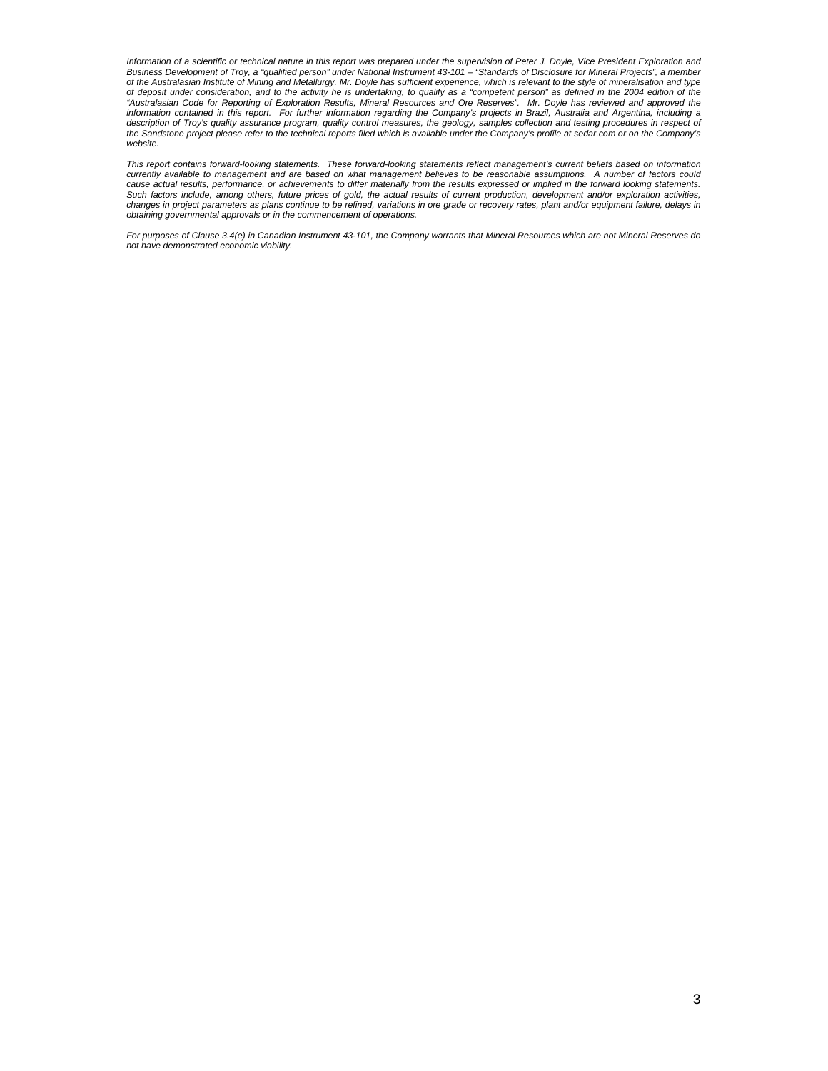*Information of a scientific or technical nature in this report was prepared under the supervision of Peter J. Doyle, Vice President Exploration and Business Development of Troy, a "qualified person" under National Instrument 43-101 – "Standards of Disclosure for Mineral Projects", a member of the Australasian Institute of Mining and Metallurgy. Mr. Doyle has sufficient experience, which is relevant to the style of mineralisation and type of deposit under consideration, and to the activity he is undertaking, to qualify as a "competent person" as defined in the 2004 edition of the "Australasian Code for Reporting of Exploration Results, Mineral Resources and Ore Reserves". Mr. Doyle has reviewed and approved the information contained in this report. For further information regarding the Company's projects in Brazil, Australia and Argentina, including a description of Troy's quality assurance program, quality control measures, the geology, samples collection and testing procedures in respect of the Sandstone project please refer to the technical reports filed which is available under the Company's profile at sedar.com or on the Company's website.*

*This report contains forward-looking statements. These forward-looking statements reflect management's current beliefs based on information currently available to management and are based on what management believes to be reasonable assumptions. A number of factors could cause actual results, performance, or achievements to differ materially from the results expressed or implied in the forward looking statements. Such factors include, among others, future prices of gold, the actual results of current production, development and/or exploration activities, changes in project parameters as plans continue to be refined, variations in ore grade or recovery rates, plant and/or equipment failure, delays in obtaining governmental approvals or in the commencement of operations.*

*For purposes of Clause 3.4(e) in Canadian Instrument 43-101, the Company warrants that Mineral Resources which are not Mineral Reserves do not have demonstrated economic viability.*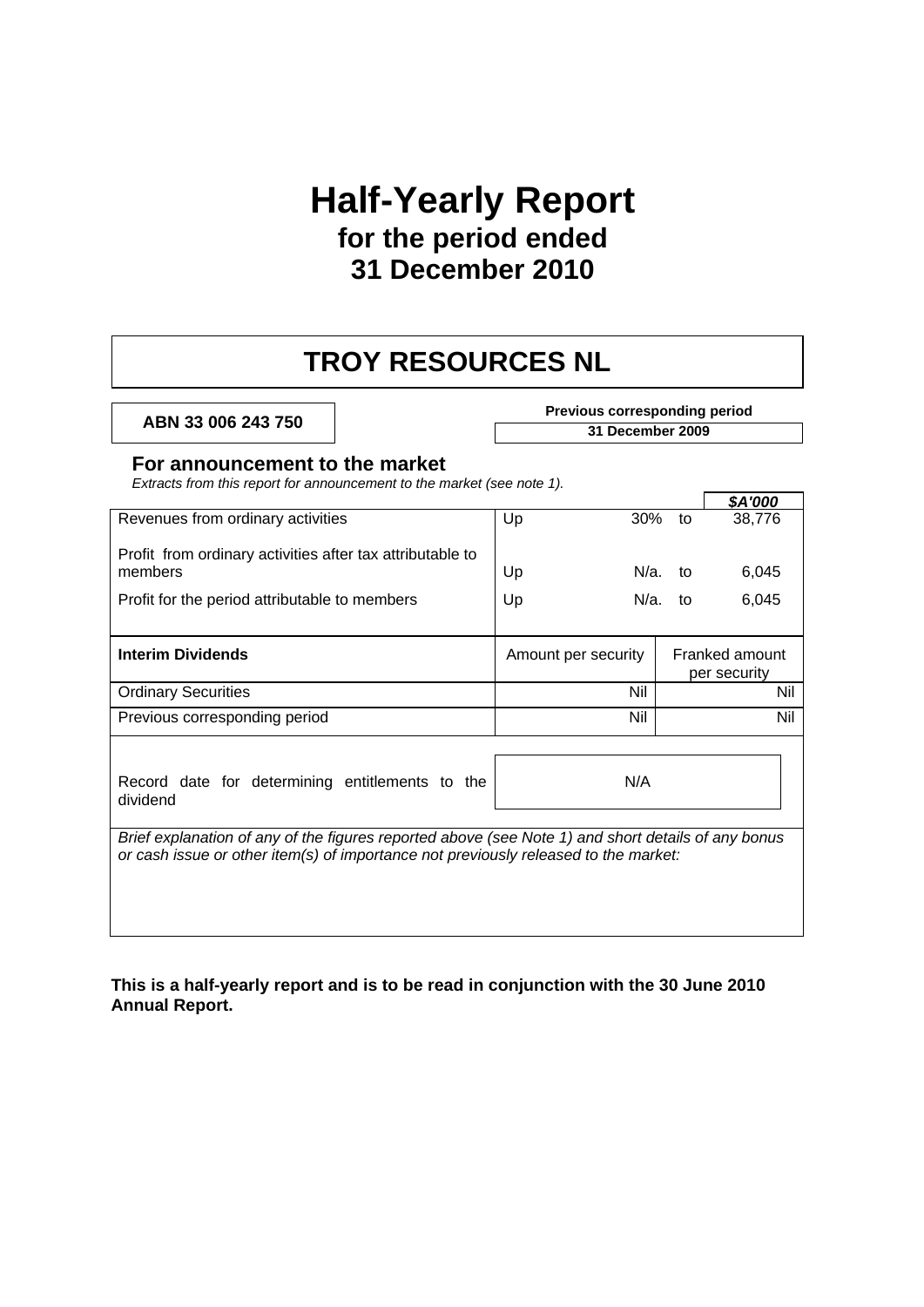# Half-Yearly Report

## for the period ended 31 December 2010

# TROY RESOURCES NL

**ABN 33 006 243 750**

**Previous corresponding period**

**31 December 2009**

### For announcement to the market

*Extracts from this report for announcement to the market (see note 1).*

| | | | | ***$A'000*** |
|---|---|---|---|---|
| Revenues from ordinary activities | Up | 30% | to | 38,776 |
| Profit from ordinary activities after tax attributable to members | Up | N/a. | to | 6,045 |
| Profit for the period attributable to members | Up | N/a. | to | 6,045 |

| **Interim Dividends** | Amount per security | Franked amount per security |
|---|---|---|
| Ordinary Securities | Nil | Nil |
| Previous corresponding period | Nil | Nil |

| Record date for determining entitlements to the dividend | N/A |
|---|---|

*Brief explanation of any of the figures reported above (see Note 1) and short details of any bonus or cash issue or other item(s) of importance not previously released to the market:*

**This is a half-yearly report and is to be read in conjunction with the 30 June 2010 Annual Report.**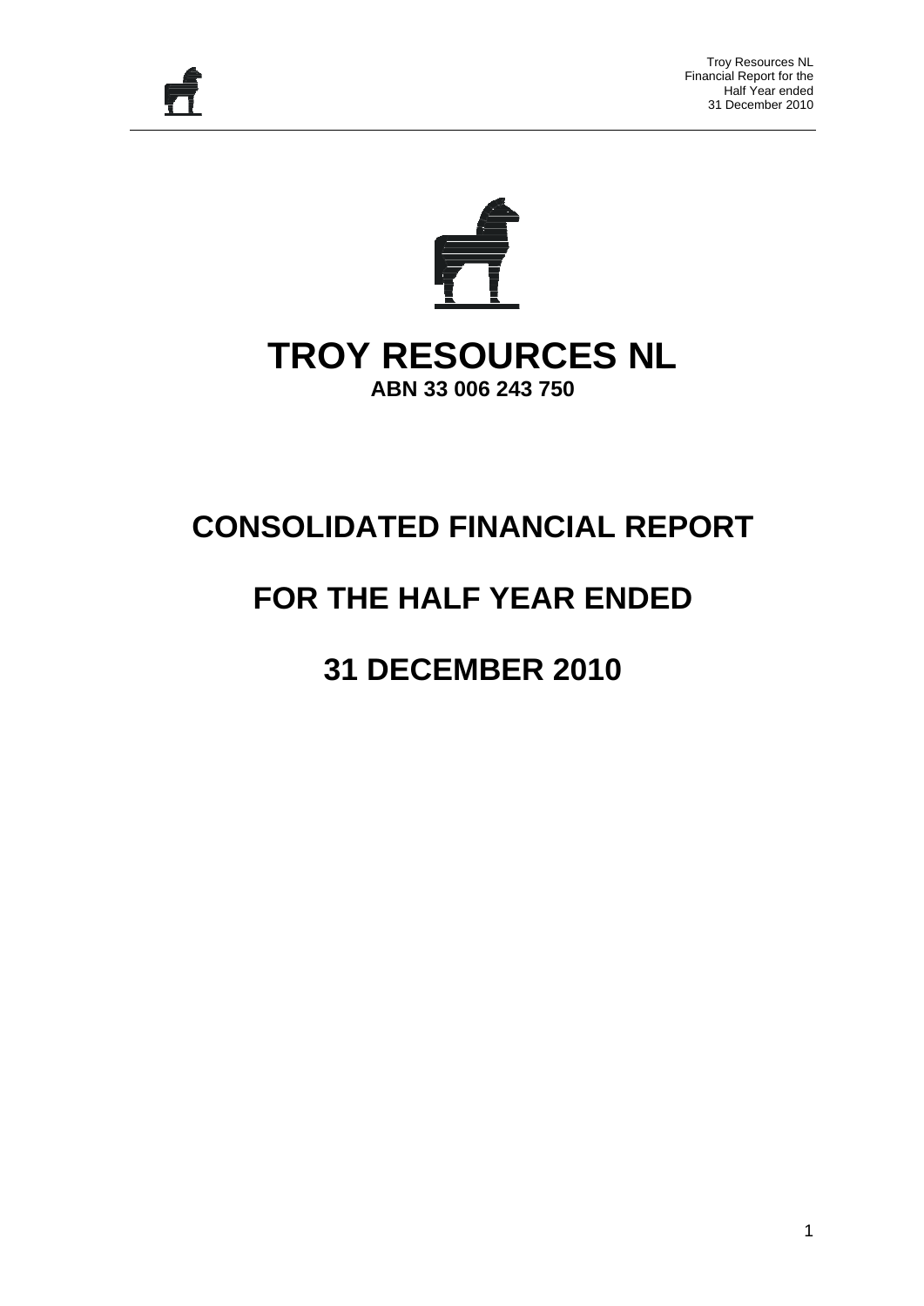# TROY RESOURCES NL

**ABN 33 006 243 750**

# CONSOLIDATED FINANCIAL REPORT

# FOR THE HALF YEAR ENDED

# 31 DECEMBER 2010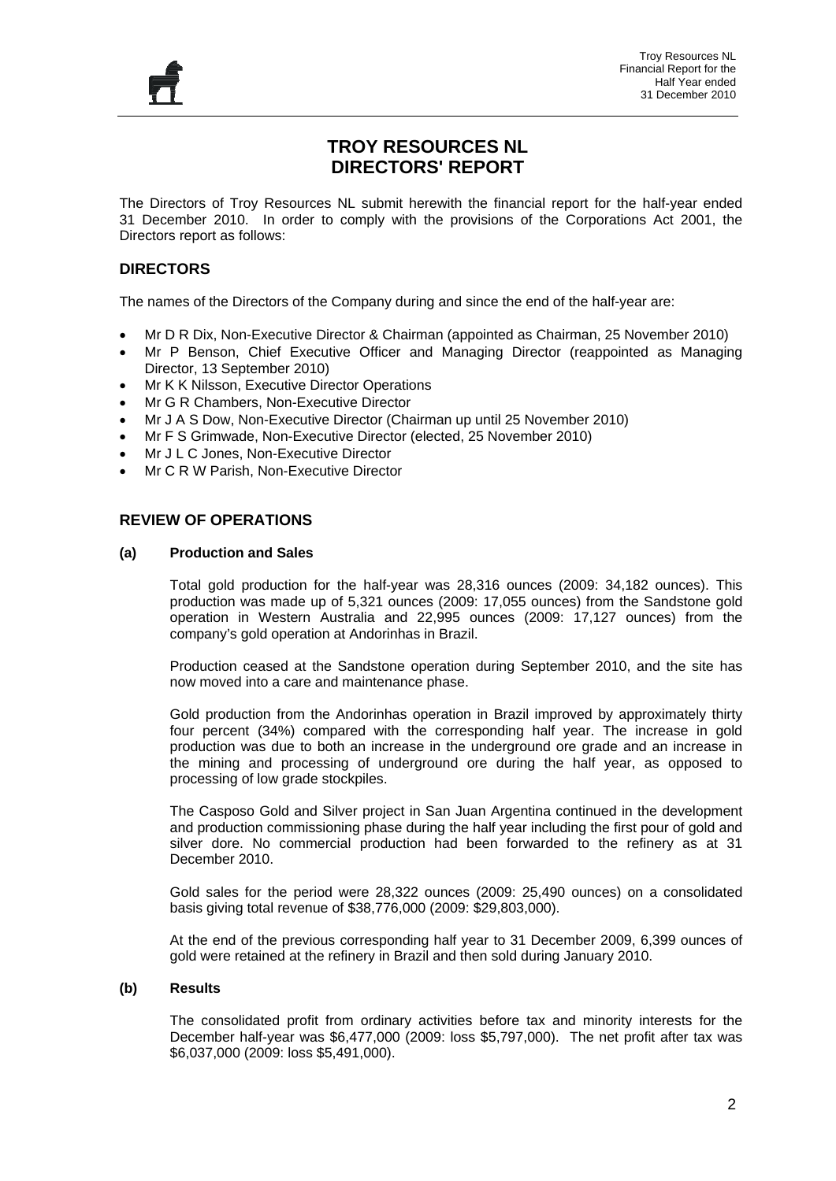# TROY RESOURCES NL
# DIRECTORS' REPORT

The Directors of Troy Resources NL submit herewith the financial report for the half-year ended 31 December 2010. In order to comply with the provisions of the Corporations Act 2001, the Directors report as follows:

## DIRECTORS

The names of the Directors of the Company during and since the end of the half-year are:

- Mr D R Dix, Non-Executive Director & Chairman (appointed as Chairman, 25 November 2010)
- Mr P Benson, Chief Executive Officer and Managing Director (reappointed as Managing Director, 13 September 2010)
- Mr K K Nilsson, Executive Director Operations
- Mr G R Chambers, Non-Executive Director
- Mr J A S Dow, Non-Executive Director (Chairman up until 25 November 2010)
- Mr F S Grimwade, Non-Executive Director (elected, 25 November 2010)
- Mr J L C Jones, Non-Executive Director
- Mr C R W Parish, Non-Executive Director

## REVIEW OF OPERATIONS

### (a) Production and Sales

Total gold production for the half-year was 28,316 ounces (2009: 34,182 ounces). This production was made up of 5,321 ounces (2009: 17,055 ounces) from the Sandstone gold operation in Western Australia and 22,995 ounces (2009: 17,127 ounces) from the company's gold operation at Andorinhas in Brazil.

Production ceased at the Sandstone operation during September 2010, and the site has now moved into a care and maintenance phase.

Gold production from the Andorinhas operation in Brazil improved by approximately thirty four percent (34%) compared with the corresponding half year. The increase in gold production was due to both an increase in the underground ore grade and an increase in the mining and processing of underground ore during the half year, as opposed to processing of low grade stockpiles.

The Casposo Gold and Silver project in San Juan Argentina continued in the development and production commissioning phase during the half year including the first pour of gold and silver dore. No commercial production had been forwarded to the refinery as at 31 December 2010.

Gold sales for the period were 28,322 ounces (2009: 25,490 ounces) on a consolidated basis giving total revenue of $38,776,000 (2009: $29,803,000).

At the end of the previous corresponding half year to 31 December 2009, 6,399 ounces of gold were retained at the refinery in Brazil and then sold during January 2010.

### (b) Results

The consolidated profit from ordinary activities before tax and minority interests for the December half-year was $6,477,000 (2009: loss $5,797,000). The net profit after tax was $6,037,000 (2009: loss $5,491,000).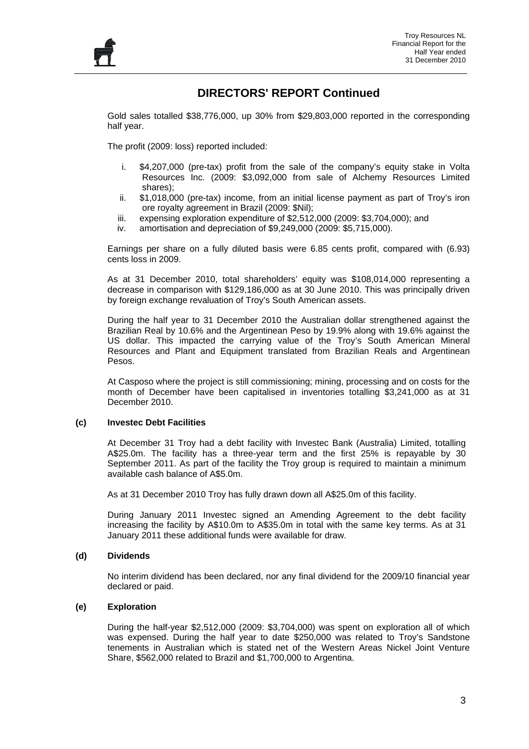# DIRECTORS' REPORT Continued

Gold sales totalled $38,776,000, up 30% from $29,803,000 reported in the corresponding half year.

The profit (2009: loss) reported included:

i. $4,207,000 (pre-tax) profit from the sale of the company's equity stake in Volta Resources Inc. (2009: $3,092,000 from sale of Alchemy Resources Limited shares);
ii. $1,018,000 (pre-tax) income, from an initial license payment as part of Troy's iron ore royalty agreement in Brazil (2009: $Nil);
iii. expensing exploration expenditure of $2,512,000 (2009: $3,704,000); and
iv. amortisation and depreciation of $9,249,000 (2009: $5,715,000).

Earnings per share on a fully diluted basis were 6.85 cents profit, compared with (6.93) cents loss in 2009.

As at 31 December 2010, total shareholders' equity was $108,014,000 representing a decrease in comparison with $129,186,000 as at 30 June 2010. This was principally driven by foreign exchange revaluation of Troy's South American assets.

During the half year to 31 December 2010 the Australian dollar strengthened against the Brazilian Real by 10.6% and the Argentinean Peso by 19.9% along with 19.6% against the US dollar. This impacted the carrying value of the Troy's South American Mineral Resources and Plant and Equipment translated from Brazilian Reals and Argentinean Pesos.

At Casposo where the project is still commissioning; mining, processing and on costs for the month of December have been capitalised in inventories totalling $3,241,000 as at 31 December 2010.

**(c) Investec Debt Facilities**

At December 31 Troy had a debt facility with Investec Bank (Australia) Limited, totalling A$25.0m. The facility has a three-year term and the first 25% is repayable by 30 September 2011. As part of the facility the Troy group is required to maintain a minimum available cash balance of A$5.0m.

As at 31 December 2010 Troy has fully drawn down all A$25.0m of this facility.

During January 2011 Investec signed an Amending Agreement to the debt facility increasing the facility by A$10.0m to A$35.0m in total with the same key terms. As at 31 January 2011 these additional funds were available for draw.

**(d) Dividends**

No interim dividend has been declared, nor any final dividend for the 2009/10 financial year declared or paid.

**(e) Exploration**

During the half-year $2,512,000 (2009: $3,704,000) was spent on exploration all of which was expensed. During the half year to date $250,000 was related to Troy's Sandstone tenements in Australian which is stated net of the Western Areas Nickel Joint Venture Share, $562,000 related to Brazil and $1,700,000 to Argentina.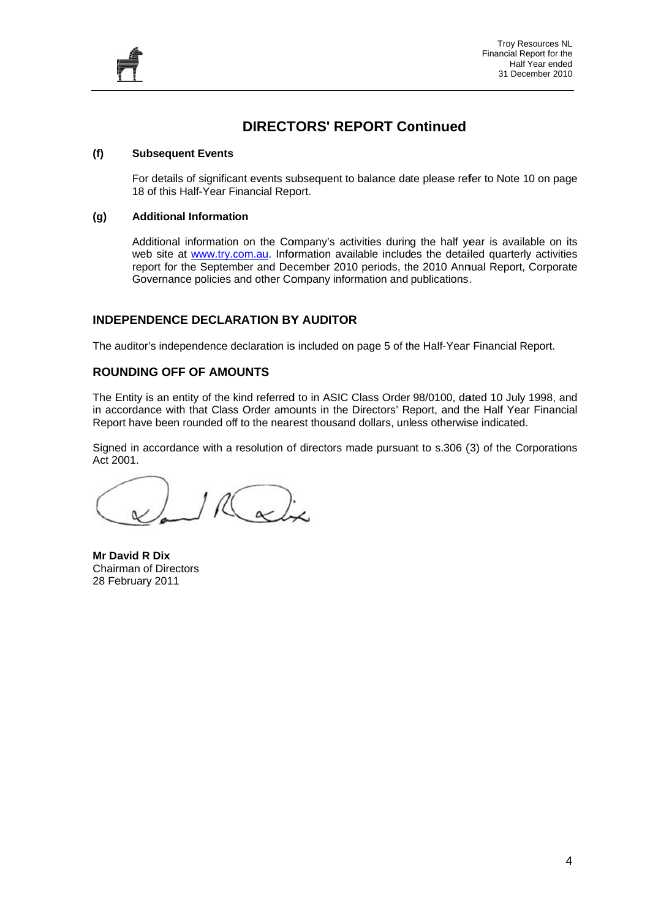# DIRECTORS' REPORT Continued

**(f) Subsequent Events**

For details of significant events subsequent to balance date please refer to Note 10 on page 18 of this Half-Year Financial Report.

**(g) Additional Information**

Additional information on the Company's activities during the half year is available on its web site at www.try.com.au. Information available includes the detailed quarterly activities report for the September and December 2010 periods, the 2010 Annual Report, Corporate Governance policies and other Company information and publications.

## INDEPENDENCE DECLARATION BY AUDITOR

The auditor's independence declaration is included on page 5 of the Half-Year Financial Report.

## ROUNDING OFF OF AMOUNTS

The Entity is an entity of the kind referred to in ASIC Class Order 98/0100, dated 10 July 1998, and in accordance with that Class Order amounts in the Directors' Report, and the Half Year Financial Report have been rounded off to the nearest thousand dollars, unless otherwise indicated.

Signed in accordance with a resolution of directors made pursuant to s.306 (3) of the Corporations Act 2001.

**Mr David R Dix**
Chairman of Directors
28 February 2011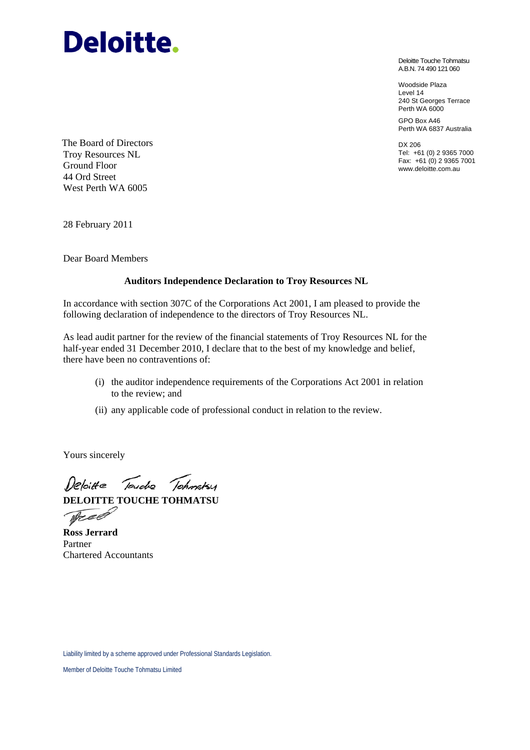# Deloitte.

Deloitte Touche Tohmatsu
A.B.N. 74 490 121 060

Woodside Plaza
Level 14
240 St Georges Terrace
Perth WA 6000

GPO Box A46
Perth WA 6837 Australia

DX 206
Tel: +61 (0) 2 9365 7000
Fax: +61 (0) 2 9365 7001
www.deloitte.com.au

The Board of Directors
Troy Resources NL
Ground Floor
44 Ord Street
West Perth WA 6005

28 February 2011

Dear Board Members

**Auditors Independence Declaration to Troy Resources NL**

In accordance with section 307C of the Corporations Act 2001, I am pleased to provide the following declaration of independence to the directors of Troy Resources NL.

As lead audit partner for the review of the financial statements of Troy Resources NL for the half-year ended 31 December 2010, I declare that to the best of my knowledge and belief, there have been no contraventions of:

(i) the auditor independence requirements of the Corporations Act 2001 in relation to the review; and

(ii) any applicable code of professional conduct in relation to the review.

Yours sincerely

*Deloitte Touche Tohmatsu*

**DELOITTE TOUCHE TOHMATSU**

**Ross Jerrard**
Partner
Chartered Accountants

Liability limited by a scheme approved under Professional Standards Legislation.

Member of Deloitte Touche Tohmatsu Limited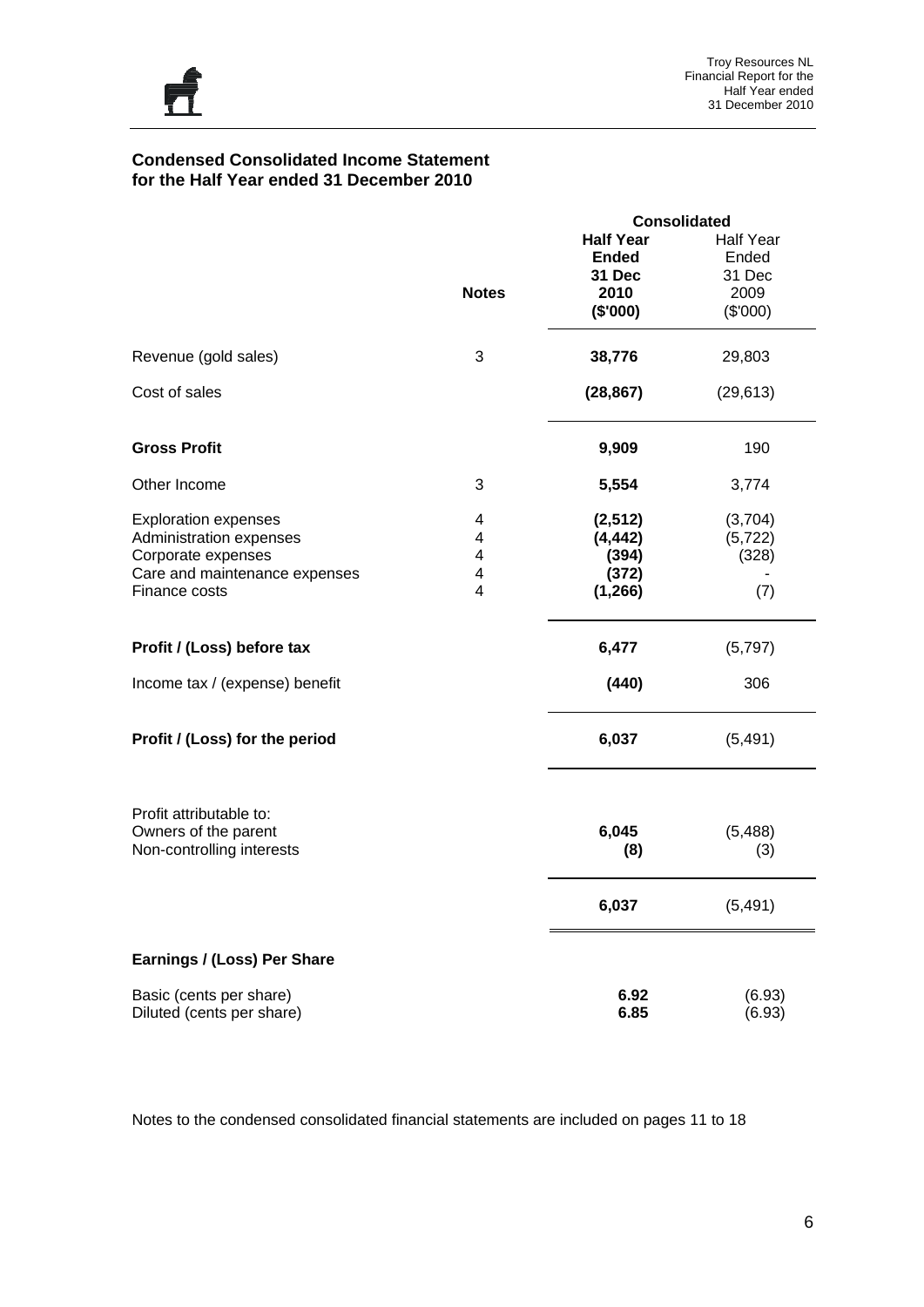## Condensed Consolidated Income Statement for the Half Year ended 31 December 2010

| | Notes | Consolidated Half Year Ended 31 Dec 2010 ($'000) | Half Year Ended 31 Dec 2009 ($'000) |
|---|---|---|---|
| Revenue (gold sales) | 3 | **38,776** | 29,803 |
| Cost of sales | | **(28,867)** | (29,613) |
| **Gross Profit** | | **9,909** | 190 |
| Other Income | 3 | **5,554** | 3,774 |
| Exploration expenses | 4 | **(2,512)** | (3,704) |
| Administration expenses | 4 | **(4,442)** | (5,722) |
| Corporate expenses | 4 | **(394)** | (328) |
| Care and maintenance expenses | 4 | **(372)** | - |
| Finance costs | 4 | **(1,266)** | (7) |
| **Profit / (Loss) before tax** | | **6,477** | (5,797) |
| Income tax / (expense) benefit | | **(440)** | 306 |
| **Profit / (Loss) for the period** | | **6,037** | (5,491) |
| Profit attributable to: | | | |
| Owners of the parent | | **6,045** | (5,488) |
| Non-controlling interests | | **(8)** | (3) |
| | | **6,037** | (5,491) |
| **Earnings / (Loss) Per Share** | | | |
| Basic (cents per share) | | **6.92** | (6.93) |
| Diluted (cents per share) | | **6.85** | (6.93) |

Notes to the condensed consolidated financial statements are included on pages 11 to 18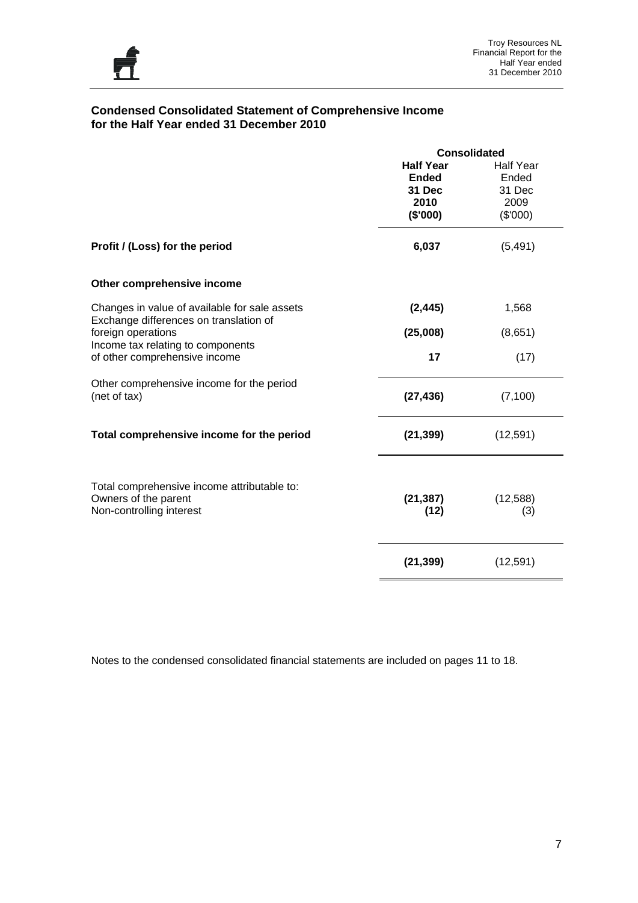## Condensed Consolidated Statement of Comprehensive Income for the Half Year ended 31 December 2010

| | Consolidated | |
|---|---|---|
| | **Half Year Ended 31 Dec 2010 ($'000)** | Half Year Ended 31 Dec 2009 ($'000) |
| **Profit / (Loss) for the period** | **6,037** | (5,491) |
| **Other comprehensive income** | | |
| Changes in value of available for sale assets | **(2,445)** | 1,568 |
| Exchange differences on translation of foreign operations | **(25,008)** | (8,651) |
| Income tax relating to components of other comprehensive income | **17** | (17) |
| Other comprehensive income for the period (net of tax) | **(27,436)** | (7,100) |
| **Total comprehensive income for the period** | **(21,399)** | (12,591) |
| Total comprehensive income attributable to: | | |
| Owners of the parent | **(21,387)** | (12,588) |
| Non-controlling interest | **(12)** | (3) |
| | **(21,399)** | (12,591) |

Notes to the condensed consolidated financial statements are included on pages 11 to 18.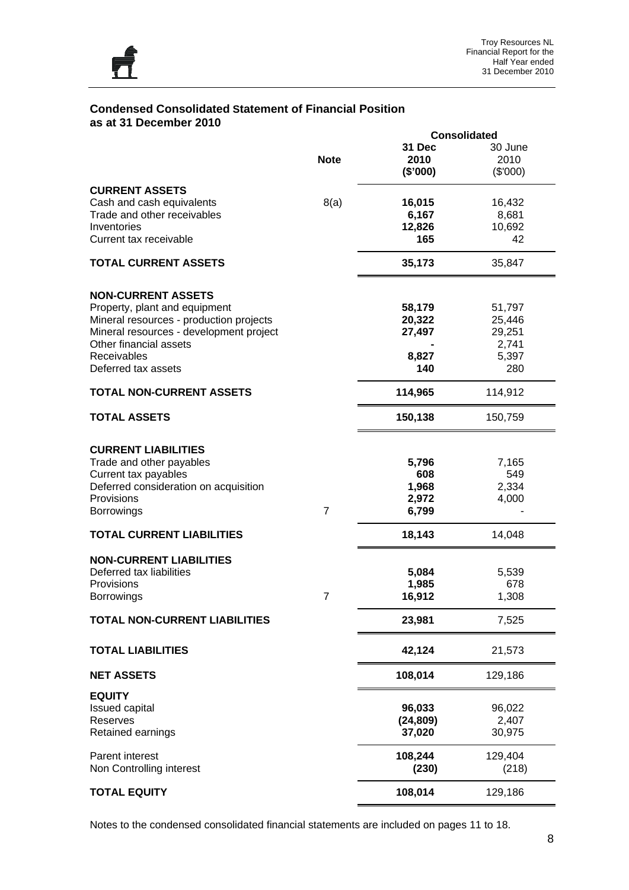## Condensed Consolidated Statement of Financial Position as at 31 December 2010

| | Note | Consolidated 31 Dec 2010 ($'000) | 30 June 2010 ($'000) |
|---|---|---|---|
| **CURRENT ASSETS** | | | |
| Cash and cash equivalents | 8(a) | **16,015** | 16,432 |
| Trade and other receivables | | **6,167** | 8,681 |
| Inventories | | **12,826** | 10,692 |
| Current tax receivable | | **165** | 42 |
| **TOTAL CURRENT ASSETS** | | **35,173** | 35,847 |
| **NON-CURRENT ASSETS** | | | |
| Property, plant and equipment | | **58,179** | 51,797 |
| Mineral resources - production projects | | **20,322** | 25,446 |
| Mineral resources - development project | | **27,497** | 29,251 |
| Other financial assets | | **-** | 2,741 |
| Receivables | | **8,827** | 5,397 |
| Deferred tax assets | | **140** | 280 |
| **TOTAL NON-CURRENT ASSETS** | | **114,965** | 114,912 |
| **TOTAL ASSETS** | | **150,138** | 150,759 |
| **CURRENT LIABILITIES** | | | |
| Trade and other payables | | **5,796** | 7,165 |
| Current tax payables | | **608** | 549 |
| Deferred consideration on acquisition | | **1,968** | 2,334 |
| Provisions | | **2,972** | 4,000 |
| Borrowings | 7 | **6,799** | - |
| **TOTAL CURRENT LIABILITIES** | | **18,143** | 14,048 |
| **NON-CURRENT LIABILITIES** | | | |
| Deferred tax liabilities | | **5,084** | 5,539 |
| Provisions | | **1,985** | 678 |
| Borrowings | 7 | **16,912** | 1,308 |
| **TOTAL NON-CURRENT LIABILITIES** | | **23,981** | 7,525 |
| **TOTAL LIABILITIES** | | **42,124** | 21,573 |
| **NET ASSETS** | | **108,014** | 129,186 |
| **EQUITY** | | | |
| Issued capital | | **96,033** | 96,022 |
| Reserves | | **(24,809)** | 2,407 |
| Retained earnings | | **37,020** | 30,975 |
| Parent interest | | **108,244** | 129,404 |
| Non Controlling interest | | **(230)** | (218) |
| **TOTAL EQUITY** | | **108,014** | 129,186 |

Notes to the condensed consolidated financial statements are included on pages 11 to 18.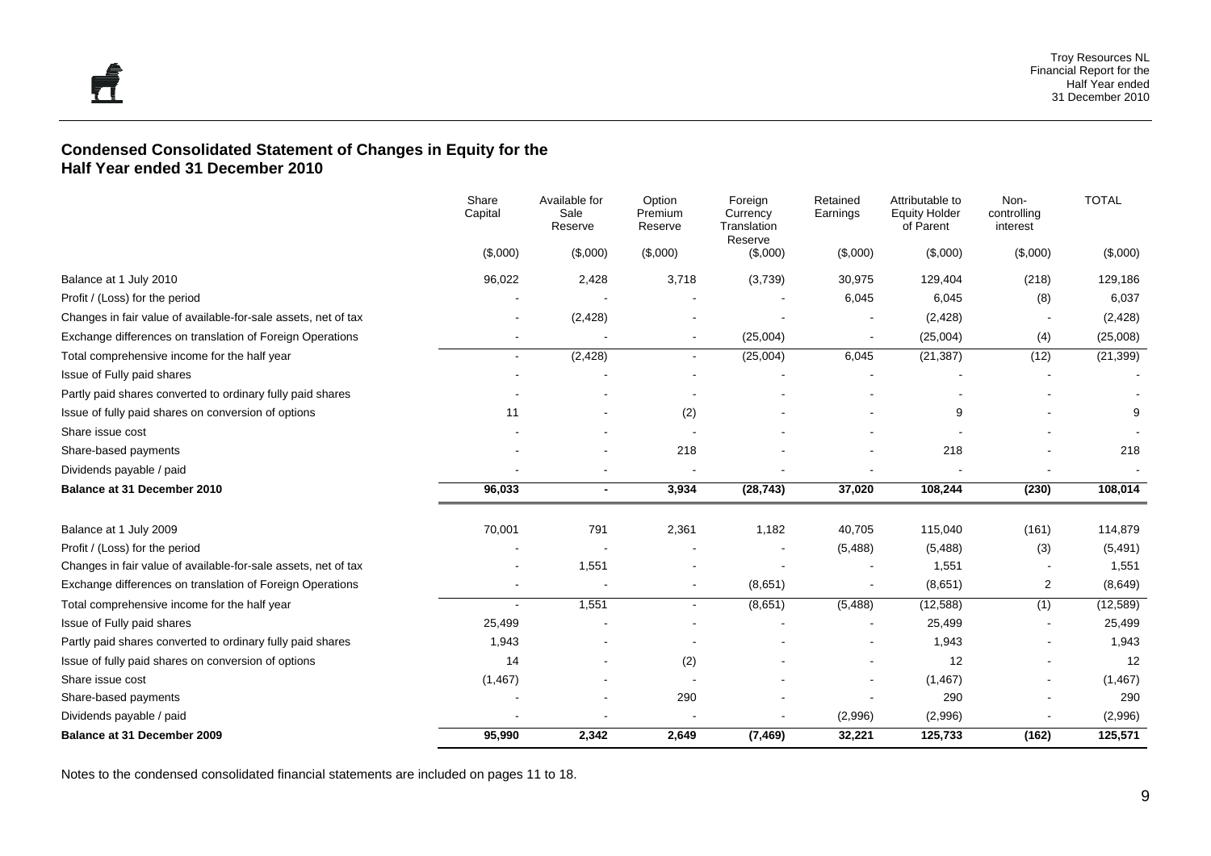## Condensed Consolidated Statement of Changes in Equity for the Half Year ended 31 December 2010

| | Share Capital | Available for Sale Reserve | Option Premium Reserve | Foreign Currency Translation Reserve | Retained Earnings | Attributable to Equity Holder of Parent | Non-controlling interest | TOTAL |
|---|---|---|---|---|---|---|---|---|
| | ($,000) | ($,000) | ($,000) | ($,000) | ($,000) | ($,000) | ($,000) | ($,000) |
| Balance at 1 July 2010 | 96,022 | 2,428 | 3,718 | (3,739) | 30,975 | 129,404 | (218) | 129,186 |
| Profit / (Loss) for the period | - | - | - | - | 6,045 | 6,045 | (8) | 6,037 |
| Changes in fair value of available-for-sale assets, net of tax | - | (2,428) | - | - | - | (2,428) | - | (2,428) |
| Exchange differences on translation of Foreign Operations | - | - | - | (25,004) | - | (25,004) | (4) | (25,008) |
| Total comprehensive income for the half year | - | (2,428) | - | (25,004) | 6,045 | (21,387) | (12) | (21,399) |
| Issue of Fully paid shares | - | - | - | - | - | - | - | - |
| Partly paid shares converted to ordinary fully paid shares | - | - | - | - | - | - | - | - |
| Issue of fully paid shares on conversion of options | 11 | - | (2) | - | - | 9 | - | 9 |
| Share issue cost | - | - | - | - | - | - | - | - |
| Share-based payments | - | - | 218 | - | - | 218 | - | 218 |
| Dividends payable / paid | - | - | - | - | - | - | - | - |
| **Balance at 31 December 2010** | **96,033** | **-** | **3,934** | **(28,743)** | **37,020** | **108,244** | **(230)** | **108,014** |
| | | | | | | | | |
| Balance at 1 July 2009 | 70,001 | 791 | 2,361 | 1,182 | 40,705 | 115,040 | (161) | 114,879 |
| Profit / (Loss) for the period | - | - | - | - | (5,488) | (5,488) | (3) | (5,491) |
| Changes in fair value of available-for-sale assets, net of tax | - | 1,551 | - | - | - | 1,551 | - | 1,551 |
| Exchange differences on translation of Foreign Operations | - | - | - | (8,651) | - | (8,651) | 2 | (8,649) |
| Total comprehensive income for the half year | - | 1,551 | - | (8,651) | (5,488) | (12,588) | (1) | (12,589) |
| Issue of Fully paid shares | 25,499 | - | - | - | - | 25,499 | - | 25,499 |
| Partly paid shares converted to ordinary fully paid shares | 1,943 | - | - | - | - | 1,943 | - | 1,943 |
| Issue of fully paid shares on conversion of options | 14 | - | (2) | - | - | 12 | - | 12 |
| Share issue cost | (1,467) | - | - | - | - | (1,467) | - | (1,467) |
| Share-based payments | - | - | 290 | - | - | 290 | - | 290 |
| Dividends payable / paid | - | - | - | - | (2,996) | (2,996) | - | (2,996) |
| **Balance at 31 December 2009** | **95,990** | **2,342** | **2,649** | **(7,469)** | **32,221** | **125,733** | **(162)** | **125,571** |

Notes to the condensed consolidated financial statements are included on pages 11 to 18.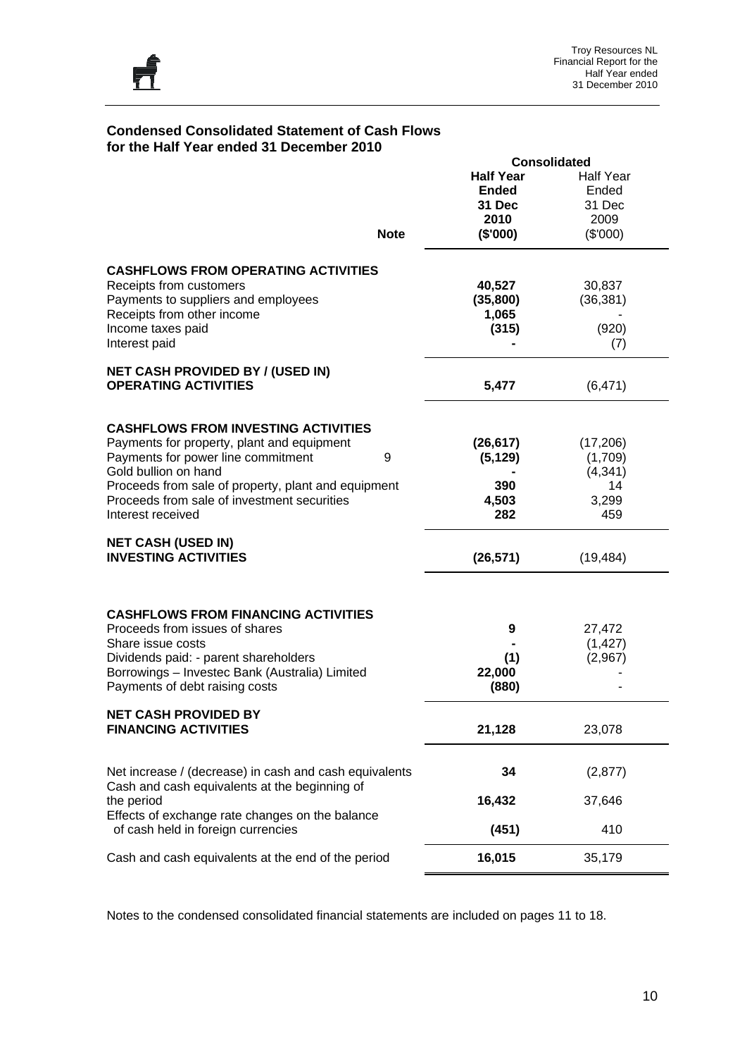## Condensed Consolidated Statement of Cash Flows for the Half Year ended 31 December 2010

| | Note | Consolidated | |
|---|---|---|---|
| | | **Half Year Ended 31 Dec 2010 ($'000)** | Half Year Ended 31 Dec 2009 ($'000) |
| **CASHFLOWS FROM OPERATING ACTIVITIES** | | | |
| Receipts from customers | | **40,527** | 30,837 |
| Payments to suppliers and employees | | **(35,800)** | (36,381) |
| Receipts from other income | | **1,065** | - |
| Income taxes paid | | **(315)** | (920) |
| Interest paid | | **-** | (7) |
| **NET CASH PROVIDED BY / (USED IN) OPERATING ACTIVITIES** | | **5,477** | (6,471) |
| **CASHFLOWS FROM INVESTING ACTIVITIES** | | | |
| Payments for property, plant and equipment | | **(26,617)** | (17,206) |
| Payments for power line commitment | 9 | **(5,129)** | (1,709) |
| Gold bullion on hand | | **-** | (4,341) |
| Proceeds from sale of property, plant and equipment | | **390** | 14 |
| Proceeds from sale of investment securities | | **4,503** | 3,299 |
| Interest received | | **282** | 459 |
| **NET CASH (USED IN) INVESTING ACTIVITIES** | | **(26,571)** | (19,484) |
| **CASHFLOWS FROM FINANCING ACTIVITIES** | | | |
| Proceeds from issues of shares | | **9** | 27,472 |
| Share issue costs | | **-** | (1,427) |
| Dividends paid: - parent shareholders | | **(1)** | (2,967) |
| Borrowings – Investec Bank (Australia) Limited | | **22,000** | - |
| Payments of debt raising costs | | **(880)** | - |
| **NET CASH PROVIDED BY FINANCING ACTIVITIES** | | **21,128** | 23,078 |
| Net increase / (decrease) in cash and cash equivalents | | **34** | (2,877) |
| Cash and cash equivalents at the beginning of the period | | **16,432** | 37,646 |
| Effects of exchange rate changes on the balance of cash held in foreign currencies | | **(451)** | 410 |
| Cash and cash equivalents at the end of the period | | **16,015** | 35,179 |

Notes to the condensed consolidated financial statements are included on pages 11 to 18.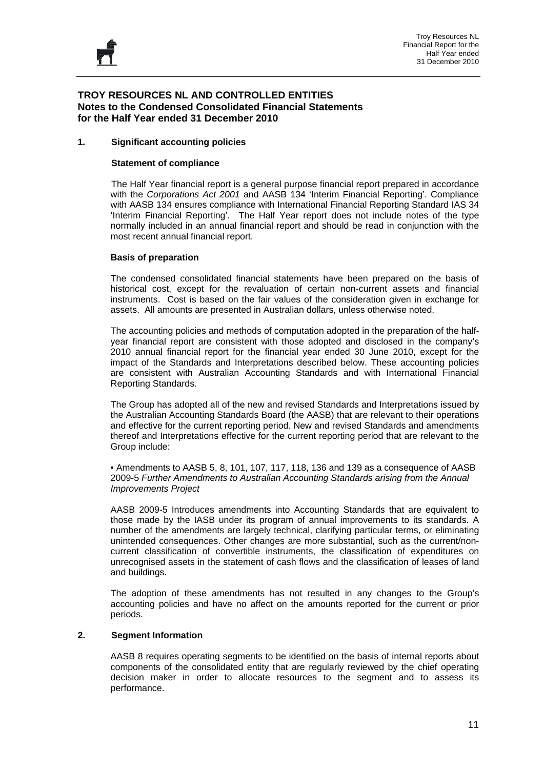# TROY RESOURCES NL AND CONTROLLED ENTITIES
## Notes to the Condensed Consolidated Financial Statements for the Half Year ended 31 December 2010

### 1. Significant accounting policies

**Statement of compliance**

The Half Year financial report is a general purpose financial report prepared in accordance with the *Corporations Act 2001* and AASB 134 'Interim Financial Reporting'. Compliance with AASB 134 ensures compliance with International Financial Reporting Standard IAS 34 'Interim Financial Reporting'. The Half Year report does not include notes of the type normally included in an annual financial report and should be read in conjunction with the most recent annual financial report.

**Basis of preparation**

The condensed consolidated financial statements have been prepared on the basis of historical cost, except for the revaluation of certain non-current assets and financial instruments. Cost is based on the fair values of the consideration given in exchange for assets. All amounts are presented in Australian dollars, unless otherwise noted.

The accounting policies and methods of computation adopted in the preparation of the half-year financial report are consistent with those adopted and disclosed in the company's 2010 annual financial report for the financial year ended 30 June 2010, except for the impact of the Standards and Interpretations described below. These accounting policies are consistent with Australian Accounting Standards and with International Financial Reporting Standards.

The Group has adopted all of the new and revised Standards and Interpretations issued by the Australian Accounting Standards Board (the AASB) that are relevant to their operations and effective for the current reporting period. New and revised Standards and amendments thereof and Interpretations effective for the current reporting period that are relevant to the Group include:

• Amendments to AASB 5, 8, 101, 107, 117, 118, 136 and 139 as a consequence of AASB 2009-5 *Further Amendments to Australian Accounting Standards arising from the Annual Improvements Project*

AASB 2009-5 Introduces amendments into Accounting Standards that are equivalent to those made by the IASB under its program of annual improvements to its standards. A number of the amendments are largely technical, clarifying particular terms, or eliminating unintended consequences. Other changes are more substantial, such as the current/non-current classification of convertible instruments, the classification of expenditures on unrecognised assets in the statement of cash flows and the classification of leases of land and buildings.

The adoption of these amendments has not resulted in any changes to the Group's accounting policies and have no affect on the amounts reported for the current or prior periods.

### 2. Segment Information

AASB 8 requires operating segments to be identified on the basis of internal reports about components of the consolidated entity that are regularly reviewed by the chief operating decision maker in order to allocate resources to the segment and to assess its performance.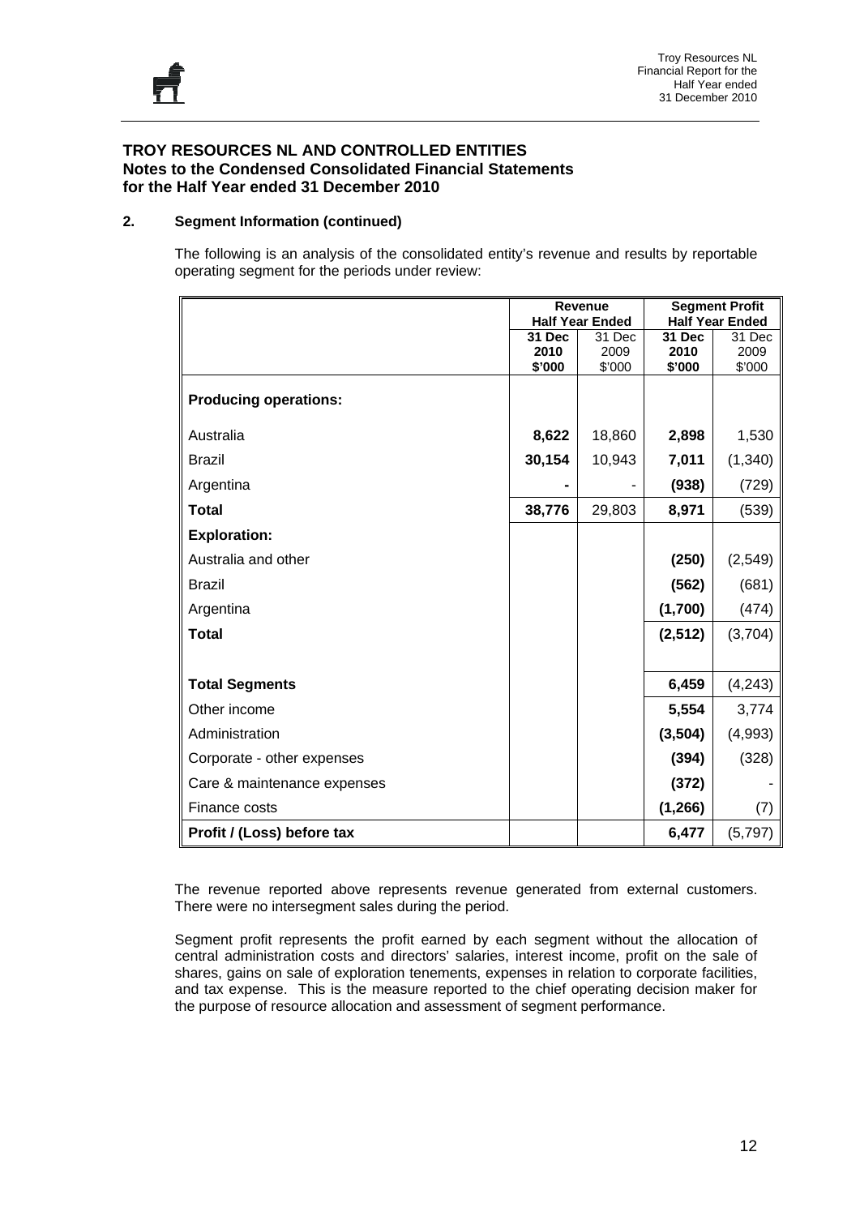## TROY RESOURCES NL AND CONTROLLED ENTITIES
## Notes to the Condensed Consolidated Financial Statements
## for the Half Year ended 31 December 2010

### 2. Segment Information (continued)

The following is an analysis of the consolidated entity's revenue and results by reportable operating segment for the periods under review:

| | Revenue Half Year Ended | | Segment Profit Half Year Ended | |
|---|---|---|---|---|
| | **31 Dec 2010 \$'000** | 31 Dec 2009 \$'000 | **31 Dec 2010 \$'000** | 31 Dec 2009 \$'000 |
| **Producing operations:** | | | | |
| Australia | **8,622** | 18,860 | **2,898** | 1,530 |
| Brazil | **30,154** | 10,943 | **7,011** | (1,340) |
| Argentina | **-** | - | **(938)** | (729) |
| **Total** | **38,776** | 29,803 | **8,971** | (539) |
| **Exploration:** | | | | |
| Australia and other | | | **(250)** | (2,549) |
| Brazil | | | **(562)** | (681) |
| Argentina | | | **(1,700)** | (474) |
| **Total** | | | **(2,512)** | (3,704) |
| **Total Segments** | | | **6,459** | (4,243) |
| Other income | | | **5,554** | 3,774 |
| Administration | | | **(3,504)** | (4,993) |
| Corporate - other expenses | | | **(394)** | (328) |
| Care & maintenance expenses | | | **(372)** | - |
| Finance costs | | | **(1,266)** | (7) |
| **Profit / (Loss) before tax** | | | **6,477** | (5,797) |

The revenue reported above represents revenue generated from external customers. There were no intersegment sales during the period.

Segment profit represents the profit earned by each segment without the allocation of central administration costs and directors' salaries, interest income, profit on the sale of shares, gains on sale of exploration tenements, expenses in relation to corporate facilities, and tax expense. This is the measure reported to the chief operating decision maker for the purpose of resource allocation and assessment of segment performance.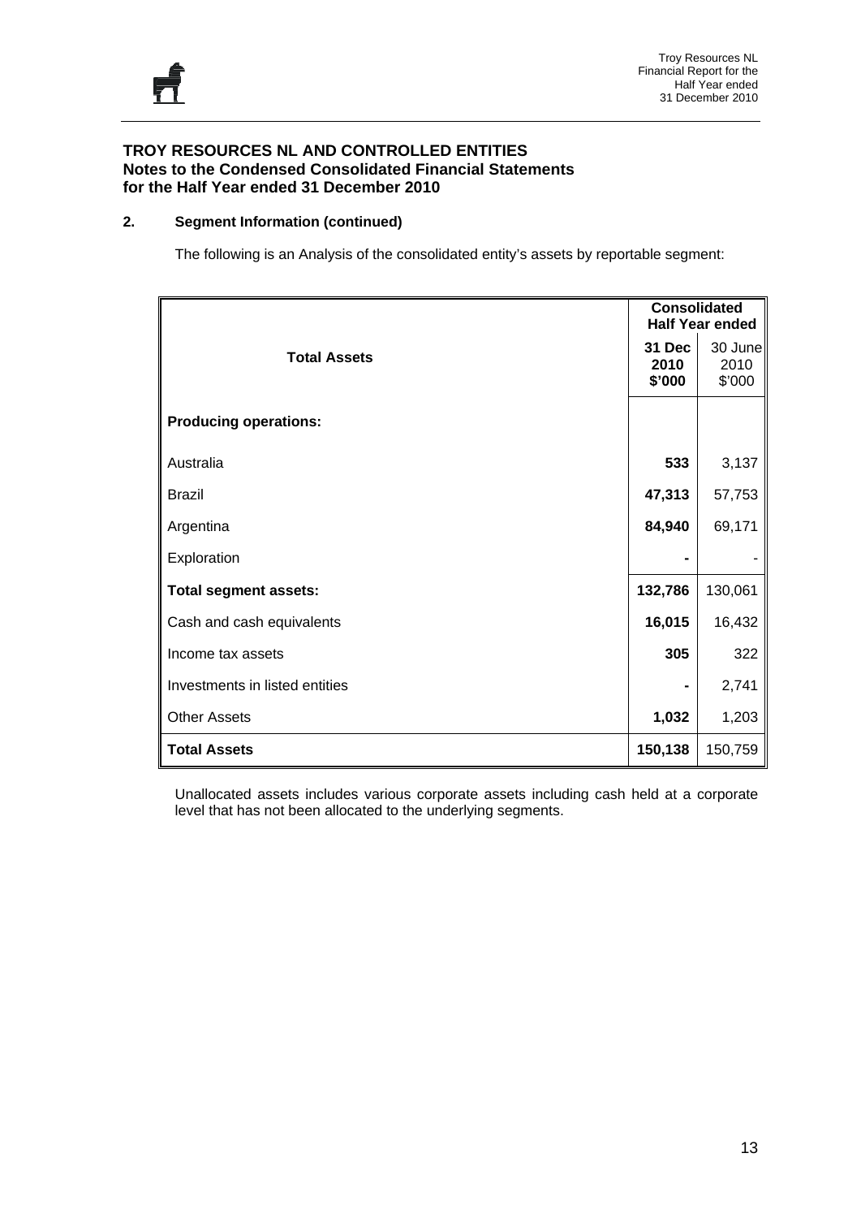**TROY RESOURCES NL AND CONTROLLED ENTITIES**
**Notes to the Condensed Consolidated Financial Statements**
**for the Half Year ended 31 December 2010**

**2. Segment Information (continued)**

The following is an Analysis of the consolidated entity's assets by reportable segment:

| Total Assets | Consolidated Half Year ended | |
|---|---|---|
| | **31 Dec 2010 $'000** | 30 June 2010 $'000 |
| **Producing operations:** | | |
| Australia | **533** | 3,137 |
| Brazil | **47,313** | 57,753 |
| Argentina | **84,940** | 69,171 |
| Exploration | **-** | - |
| **Total segment assets:** | **132,786** | 130,061 |
| Cash and cash equivalents | **16,015** | 16,432 |
| Income tax assets | **305** | 322 |
| Investments in listed entities | **-** | 2,741 |
| Other Assets | **1,032** | 1,203 |
| **Total Assets** | **150,138** | 150,759 |

Unallocated assets includes various corporate assets including cash held at a corporate level that has not been allocated to the underlying segments.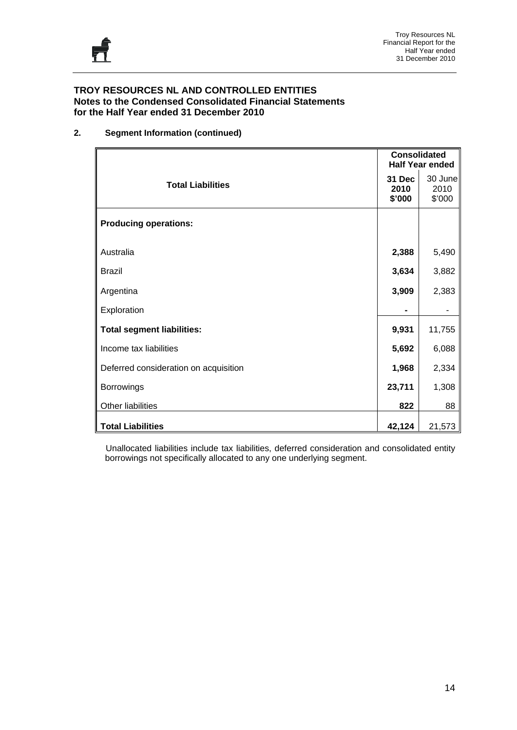**TROY RESOURCES NL AND CONTROLLED ENTITIES**
**Notes to the Condensed Consolidated Financial Statements**
**for the Half Year ended 31 December 2010**

## 2. Segment Information (continued)

| Total Liabilities | Consolidated Half Year ended | |
|---|---|---|
| | **31 Dec 2010 $'000** | 30 June 2010 $'000 |
| **Producing operations:** | | |
| Australia | **2,388** | 5,490 |
| Brazil | **3,634** | 3,882 |
| Argentina | **3,909** | 2,383 |
| Exploration | **-** | - |
| **Total segment liabilities:** | **9,931** | 11,755 |
| Income tax liabilities | **5,692** | 6,088 |
| Deferred consideration on acquisition | **1,968** | 2,334 |
| Borrowings | **23,711** | 1,308 |
| Other liabilities | **822** | 88 |
| **Total Liabilities** | **42,124** | 21,573 |

Unallocated liabilities include tax liabilities, deferred consideration and consolidated entity borrowings not specifically allocated to any one underlying segment.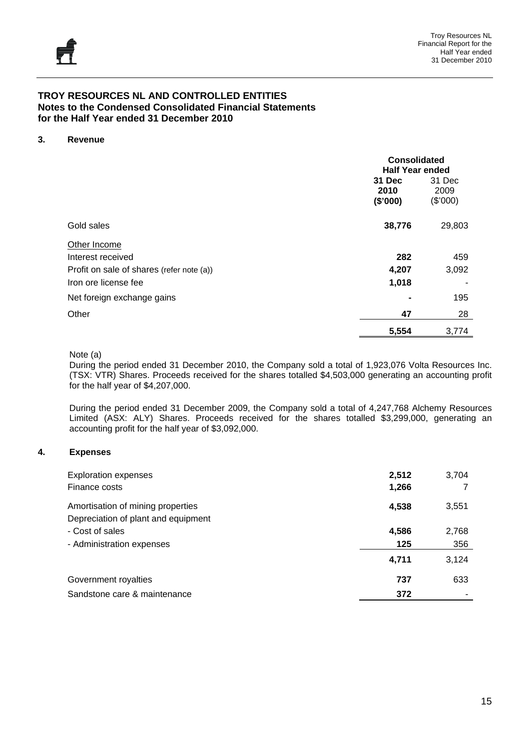# TROY RESOURCES NL AND CONTROLLED ENTITIES
## Notes to the Condensed Consolidated Financial Statements
## for the Half Year ended 31 December 2010

### 3. Revenue

| | Consolidated Half Year ended | |
|---|---|---|
| | **31 Dec 2010 ($'000)** | 31 Dec 2009 ($'000) |
| Gold sales | **38,776** | 29,803 |
| Other Income | | |
| Interest received | **282** | 459 |
| Profit on sale of shares (refer note (a)) | **4,207** | 3,092 |
| Iron ore license fee | **1,018** | - |
| Net foreign exchange gains | **-** | 195 |
| Other | **47** | 28 |
| | **5,554** | 3,774 |

Note (a)

During the period ended 31 December 2010, the Company sold a total of 1,923,076 Volta Resources Inc. (TSX: VTR) Shares. Proceeds received for the shares totalled $4,503,000 generating an accounting profit for the half year of $4,207,000.

During the period ended 31 December 2009, the Company sold a total of 4,247,768 Alchemy Resources Limited (ASX: ALY) Shares. Proceeds received for the shares totalled $3,299,000, generating an accounting profit for the half year of $3,092,000.

### 4. Expenses

| | 31 Dec 2010 ($'000) | 31 Dec 2009 ($'000) |
|---|---|---|
| Exploration expenses | **2,512** | 3,704 |
| Finance costs | **1,266** | 7 |
| Amortisation of mining properties | **4,538** | 3,551 |
| Depreciation of plant and equipment | | |
| - Cost of sales | **4,586** | 2,768 |
| - Administration expenses | **125** | 356 |
| | **4,711** | 3,124 |
| Government royalties | **737** | 633 |
| Sandstone care & maintenance | **372** | - |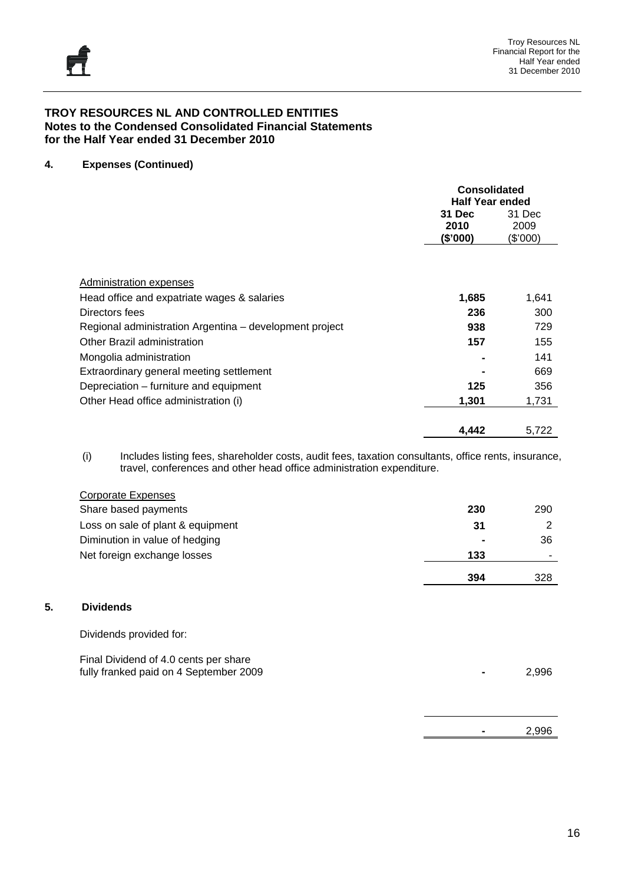## TROY RESOURCES NL AND CONTROLLED ENTITIES
## Notes to the Condensed Consolidated Financial Statements
## for the Half Year ended 31 December 2010

### 4. Expenses (Continued)

| | Consolidated Half Year ended | |
|---|---|---|
| | **31 Dec 2010 ($'000)** | 31 Dec 2009 ($'000) |
| Administration expenses | | |
| Head office and expatriate wages & salaries | **1,685** | 1,641 |
| Directors fees | **236** | 300 |
| Regional administration Argentina – development project | **938** | 729 |
| Other Brazil administration | **157** | 155 |
| Mongolia administration | **-** | 141 |
| Extraordinary general meeting settlement | **-** | 669 |
| Depreciation – furniture and equipment | **125** | 356 |
| Other Head office administration (i) | **1,301** | 1,731 |
| | **4,442** | 5,722 |

(i) Includes listing fees, shareholder costs, audit fees, taxation consultants, office rents, insurance, travel, conferences and other head office administration expenditure.

| | **31 Dec 2010 ($'000)** | 31 Dec 2009 ($'000) |
|---|---|---|
| Corporate Expenses | | |
| Share based payments | **230** | 290 |
| Loss on sale of plant & equipment | **31** | 2 |
| Diminution in value of hedging | **-** | 36 |
| Net foreign exchange losses | **133** | - |
| | **394** | 328 |

### 5. Dividends

Dividends provided for:

| | **31 Dec 2010 ($'000)** | 31 Dec 2009 ($'000) |
|---|---|---|
| Final Dividend of 4.0 cents per share fully franked paid on 4 September 2009 | **-** | 2,996 |
| | **-** | 2,996 |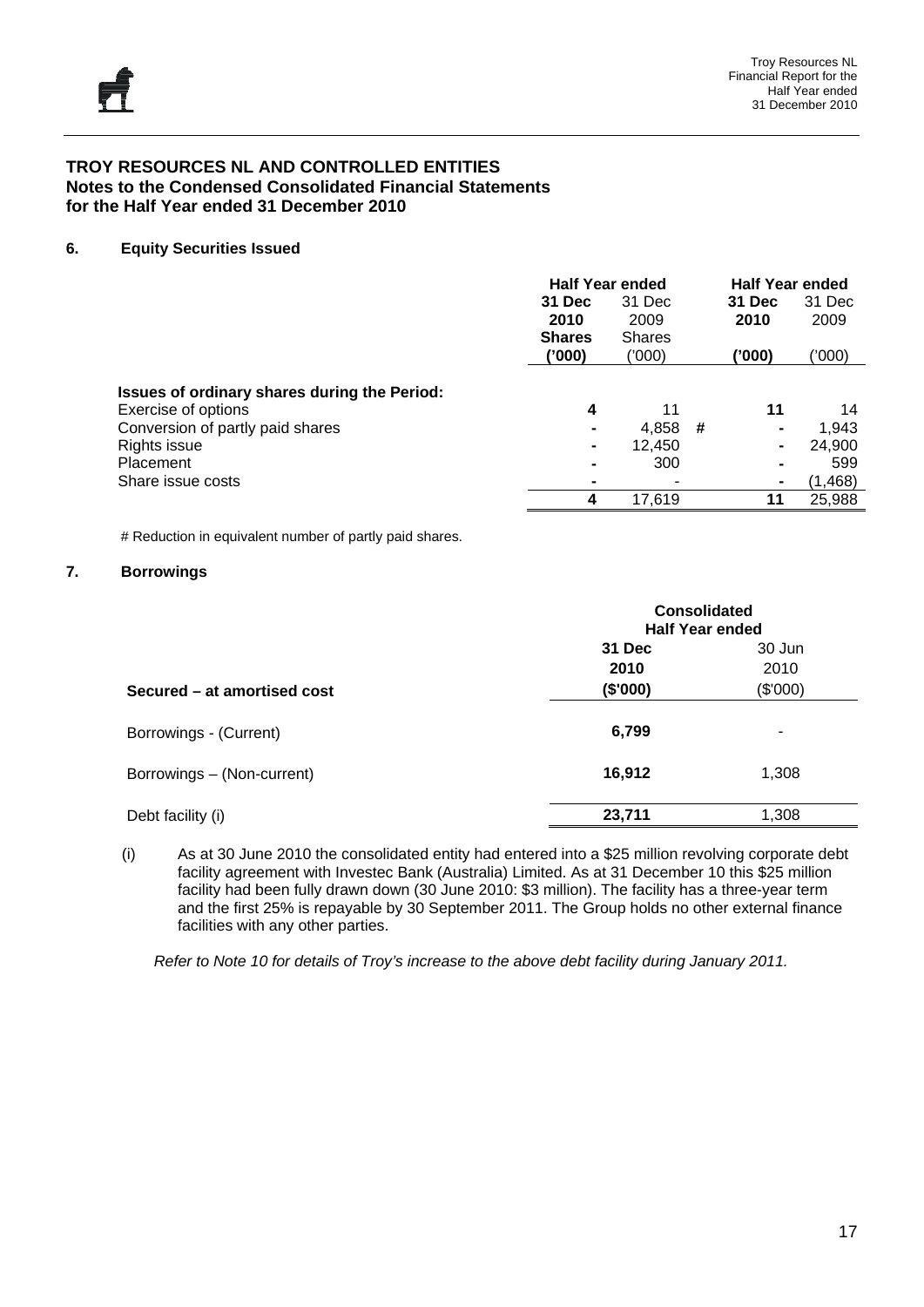## TROY RESOURCES NL AND CONTROLLED ENTITIES
## Notes to the Condensed Consolidated Financial Statements
## for the Half Year ended 31 December 2010

### 6. Equity Securities Issued

| | Half Year ended | | | Half Year ended | |
|---|---|---|---|---|---|
| | **31 Dec 2010 Shares ('000)** | 31 Dec 2009 Shares ('000) | | **31 Dec 2010 ('000)** | 31 Dec 2009 ('000) |
| **Issues of ordinary shares during the Period:** | | | | | |
| Exercise of options | **4** | 11 | | **11** | 14 |
| Conversion of partly paid shares | **-** | 4,858 | # | **-** | 1,943 |
| Rights issue | **-** | 12,450 | | **-** | 24,900 |
| Placement | **-** | 300 | | **-** | 599 |
| Share issue costs | **-** | - | | **-** | (1,468) |
| | **4** | 17,619 | | **11** | 25,988 |

# Reduction in equivalent number of partly paid shares.

### 7. Borrowings

| | Consolidated Half Year ended | |
|---|---|---|
| | **31 Dec 2010** | 30 Jun 2010 |
| **Secured – at amortised cost** | **($'000)** | ($'000) |
| Borrowings - (Current) | **6,799** | - |
| Borrowings – (Non-current) | **16,912** | 1,308 |
| Debt facility (i) | **23,711** | 1,308 |

(i) As at 30 June 2010 the consolidated entity had entered into a $25 million revolving corporate debt facility agreement with Investec Bank (Australia) Limited. As at 31 December 10 this $25 million facility had been fully drawn down (30 June 2010: $3 million). The facility has a three-year term and the first 25% is repayable by 30 September 2011. The Group holds no other external finance facilities with any other parties.

*Refer to Note 10 for details of Troy's increase to the above debt facility during January 2011.*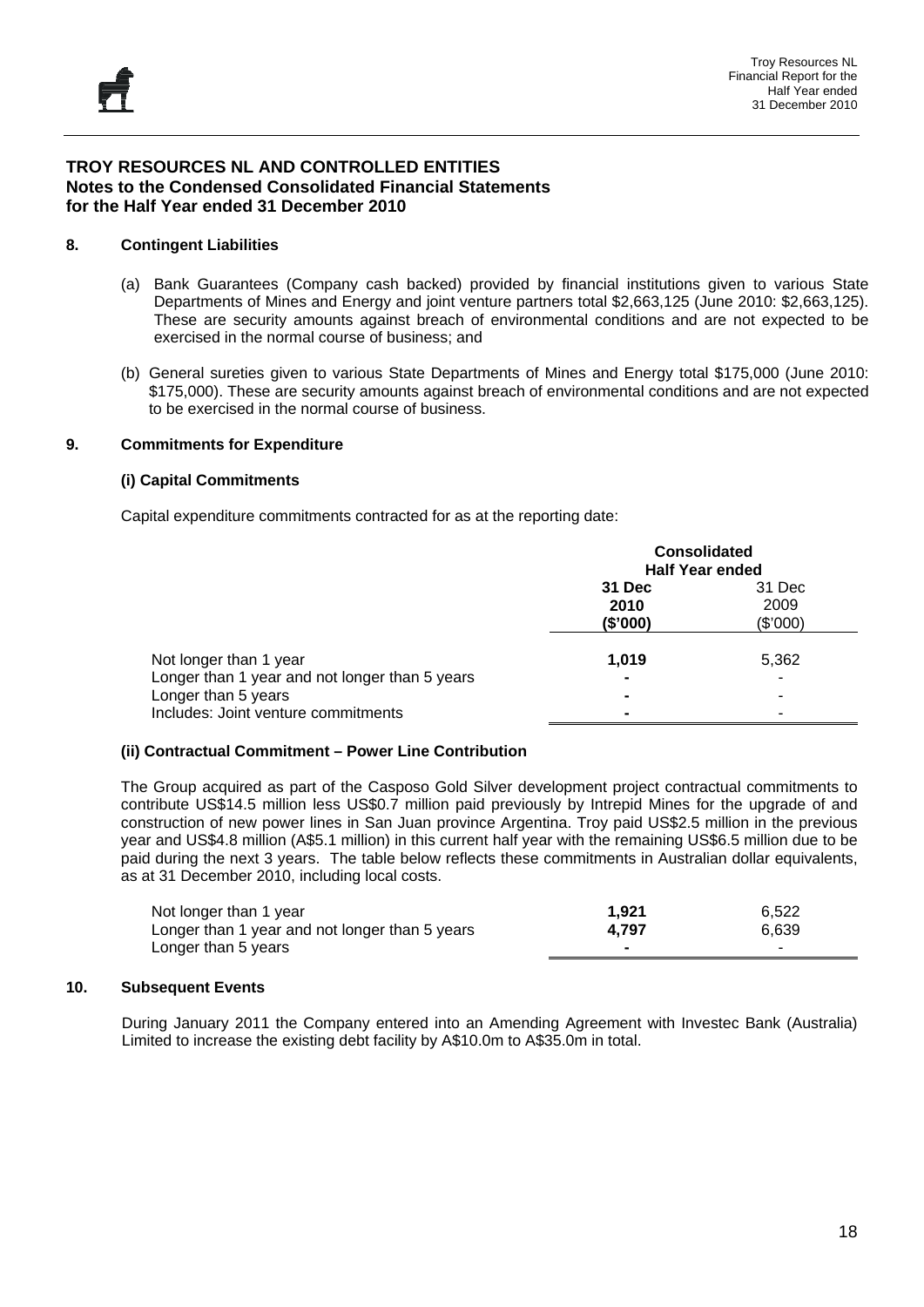## TROY RESOURCES NL AND CONTROLLED ENTITIES
## Notes to the Condensed Consolidated Financial Statements
## for the Half Year ended 31 December 2010

### 8. Contingent Liabilities

(a) Bank Guarantees (Company cash backed) provided by financial institutions given to various State Departments of Mines and Energy and joint venture partners total $2,663,125 (June 2010: $2,663,125). These are security amounts against breach of environmental conditions and are not expected to be exercised in the normal course of business; and

(b) General sureties given to various State Departments of Mines and Energy total $175,000 (June 2010: $175,000). These are security amounts against breach of environmental conditions and are not expected to be exercised in the normal course of business.

### 9. Commitments for Expenditure

#### (i) Capital Commitments

Capital expenditure commitments contracted for as at the reporting date:

| | Consolidated Half Year ended | |
|---|---|---|
| | **31 Dec 2010 ($'000)** | 31 Dec 2009 ($'000) |
| Not longer than 1 year | **1,019** | 5,362 |
| Longer than 1 year and not longer than 5 years | **-** | - |
| Longer than 5 years | **-** | - |
| Includes: Joint venture commitments | **-** | - |

#### (ii) Contractual Commitment – Power Line Contribution

The Group acquired as part of the Casposo Gold Silver development project contractual commitments to contribute US$14.5 million less US$0.7 million paid previously by Intrepid Mines for the upgrade of and construction of new power lines in San Juan province Argentina. Troy paid US$2.5 million in the previous year and US$4.8 million (A$5.1 million) in this current half year with the remaining US$6.5 million due to be paid during the next 3 years. The table below reflects these commitments in Australian dollar equivalents, as at 31 December 2010, including local costs.

| | | |
|---|---|---|
| Not longer than 1 year | **1,921** | 6,522 |
| Longer than 1 year and not longer than 5 years | **4,797** | 6,639 |
| Longer than 5 years | **-** | - |

### 10. Subsequent Events

During January 2011 the Company entered into an Amending Agreement with Investec Bank (Australia) Limited to increase the existing debt facility by A$10.0m to A$35.0m in total.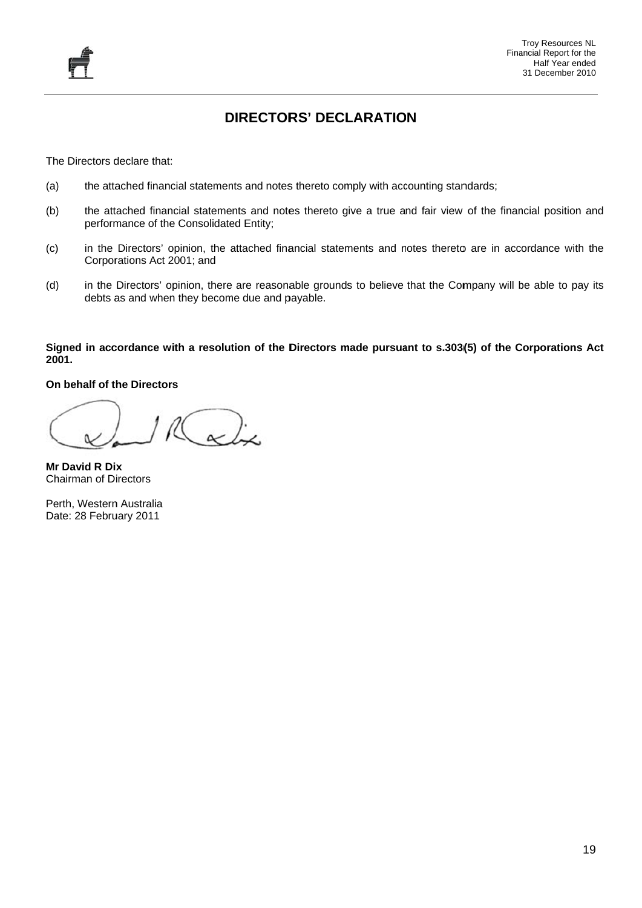# DIRECTORS' DECLARATION

The Directors declare that:

(a) the attached financial statements and notes thereto comply with accounting standards;

(b) the attached financial statements and notes thereto give a true and fair view of the financial position and performance of the Consolidated Entity;

(c) in the Directors' opinion, the attached financial statements and notes thereto are in accordance with the Corporations Act 2001; and

(d) in the Directors' opinion, there are reasonable grounds to believe that the Company will be able to pay its debts as and when they become due and payable.

**Signed in accordance with a resolution of the Directors made pursuant to s.303(5) of the Corporations Act 2001.**

**On behalf of the Directors**

**Mr David R Dix**
Chairman of Directors

Perth, Western Australia
Date: 28 February 2011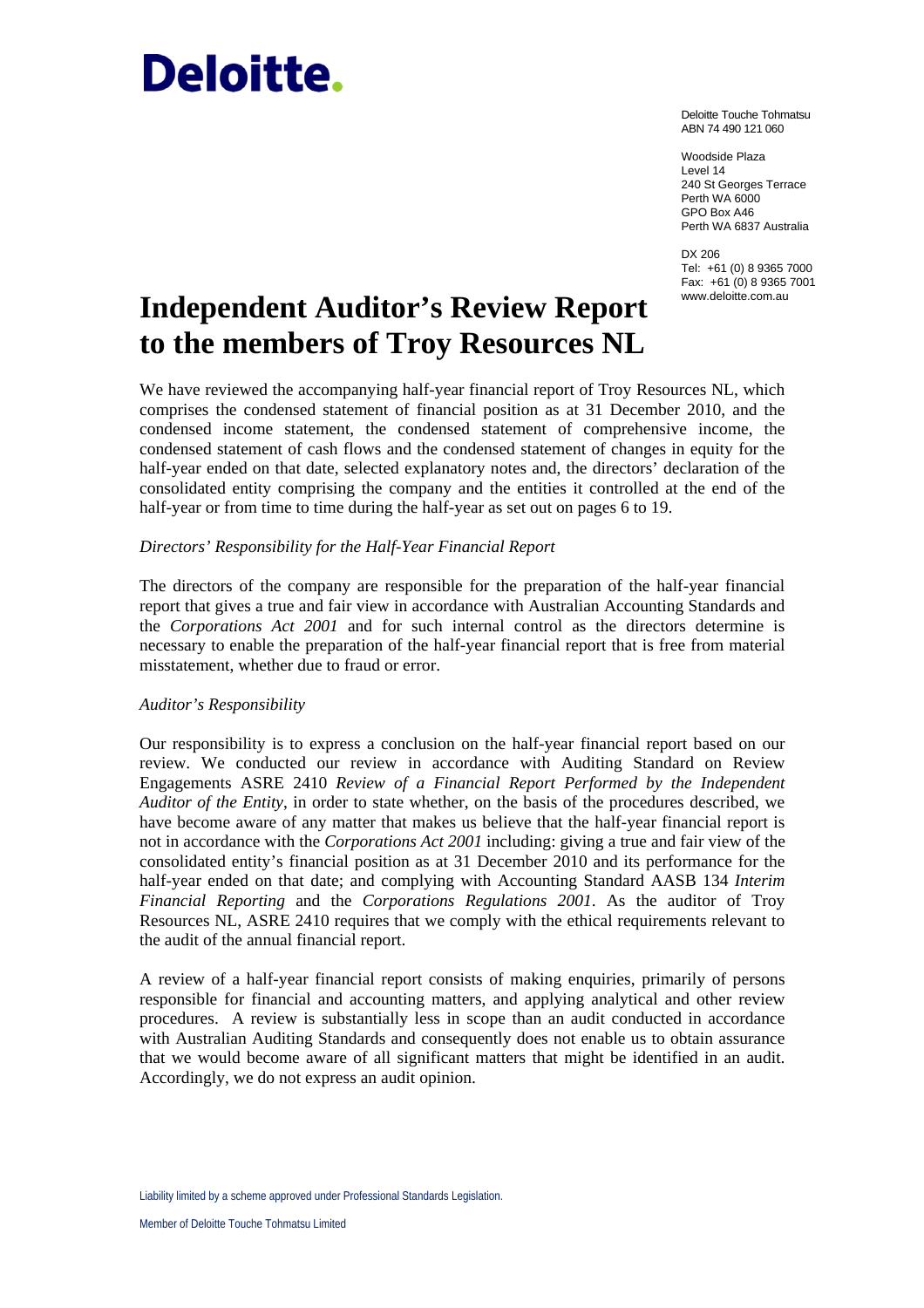Deloitte.

Deloitte Touche Tohmatsu
ABN 74 490 121 060

Woodside Plaza
Level 14
240 St Georges Terrace
Perth WA 6000
GPO Box A46
Perth WA 6837 Australia

DX 206
Tel: +61 (0) 8 9365 7000
Fax: +61 (0) 8 9365 7001
www.deloitte.com.au

# Independent Auditor's Review Report to the members of Troy Resources NL

We have reviewed the accompanying half-year financial report of Troy Resources NL, which comprises the condensed statement of financial position as at 31 December 2010, and the condensed income statement, the condensed statement of comprehensive income, the condensed statement of cash flows and the condensed statement of changes in equity for the half-year ended on that date, selected explanatory notes and, the directors' declaration of the consolidated entity comprising the company and the entities it controlled at the end of the half-year or from time to time during the half-year as set out on pages 6 to 19.

*Directors' Responsibility for the Half-Year Financial Report*

The directors of the company are responsible for the preparation of the half-year financial report that gives a true and fair view in accordance with Australian Accounting Standards and the *Corporations Act 2001* and for such internal control as the directors determine is necessary to enable the preparation of the half-year financial report that is free from material misstatement, whether due to fraud or error.

*Auditor's Responsibility*

Our responsibility is to express a conclusion on the half-year financial report based on our review. We conducted our review in accordance with Auditing Standard on Review Engagements ASRE 2410 *Review of a Financial Report Performed by the Independent Auditor of the Entity*, in order to state whether, on the basis of the procedures described, we have become aware of any matter that makes us believe that the half-year financial report is not in accordance with the *Corporations Act 2001* including: giving a true and fair view of the consolidated entity's financial position as at 31 December 2010 and its performance for the half-year ended on that date; and complying with Accounting Standard AASB 134 *Interim Financial Reporting* and the *Corporations Regulations 2001*. As the auditor of Troy Resources NL, ASRE 2410 requires that we comply with the ethical requirements relevant to the audit of the annual financial report.

A review of a half-year financial report consists of making enquiries, primarily of persons responsible for financial and accounting matters, and applying analytical and other review procedures. A review is substantially less in scope than an audit conducted in accordance with Australian Auditing Standards and consequently does not enable us to obtain assurance that we would become aware of all significant matters that might be identified in an audit. Accordingly, we do not express an audit opinion.

Liability limited by a scheme approved under Professional Standards Legislation.

Member of Deloitte Touche Tohmatsu Limited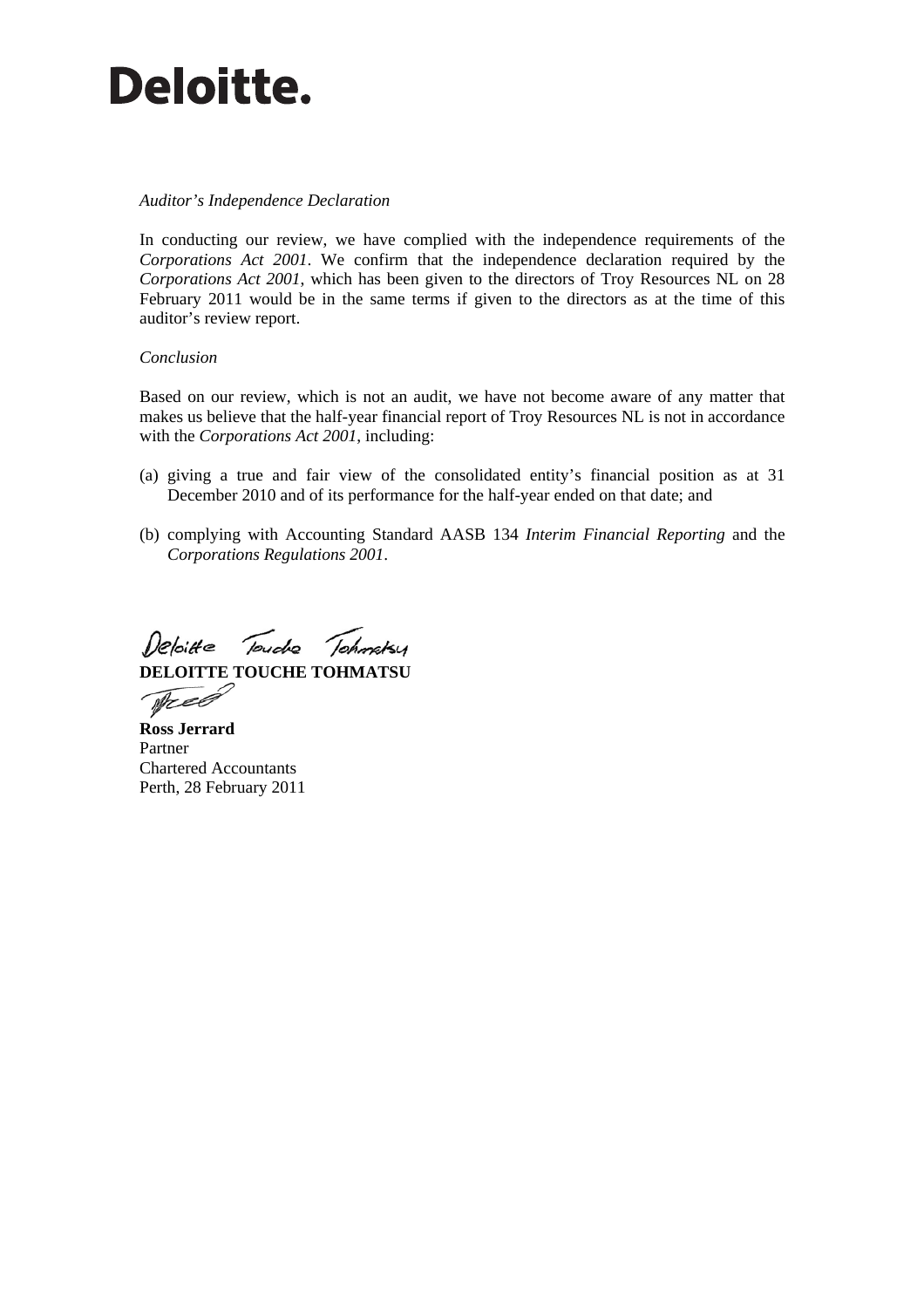**Deloitte.**

*Auditor's Independence Declaration*

In conducting our review, we have complied with the independence requirements of the *Corporations Act 2001*. We confirm that the independence declaration required by the *Corporations Act 2001*, which has been given to the directors of Troy Resources NL on 28 February 2011 would be in the same terms if given to the directors as at the time of this auditor's review report.

*Conclusion*

Based on our review, which is not an audit, we have not become aware of any matter that makes us believe that the half-year financial report of Troy Resources NL is not in accordance with the *Corporations Act 2001*, including:

(a) giving a true and fair view of the consolidated entity's financial position as at 31 December 2010 and of its performance for the half-year ended on that date; and

(b) complying with Accounting Standard AASB 134 *Interim Financial Reporting* and the *Corporations Regulations 2001*.

Deloitte Touche Tohmatsu

**DELOITTE TOUCHE TOHMATSU**

**Ross Jerrard**
Partner
Chartered Accountants
Perth, 28 February 2011